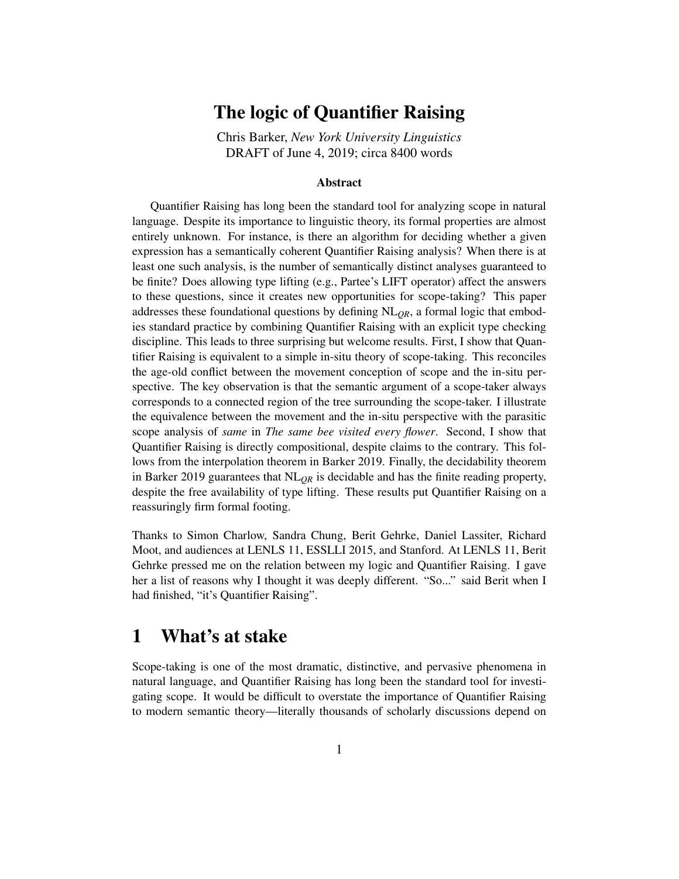# The logic of Quantifier Raising

Chris Barker, *New York University Linguistics*
DRAFT of June 4, 2019; circa 8400 words

### Abstract

Quantifier Raising has long been the standard tool for analyzing scope in natural language. Despite its importance to linguistic theory, its formal properties are almost entirely unknown. For instance, is there an algorithm for deciding whether a given expression has a semantically coherent Quantifier Raising analysis? When there is at least one such analysis, is the number of semantically distinct analyses guaranteed to be finite? Does allowing type lifting (e.g., Partee's LIFT operator) affect the answers to these questions, since it creates new opportunities for scope-taking? This paper addresses these foundational questions by defining $\mathrm{NL}_{QR}$, a formal logic that embodies standard practice by combining Quantifier Raising with an explicit type checking discipline. This leads to three surprising but welcome results. First, I show that Quantifier Raising is equivalent to a simple in-situ theory of scope-taking. This reconciles the age-old conflict between the movement conception of scope and the in-situ perspective. The key observation is that the semantic argument of a scope-taker always corresponds to a connected region of the tree surrounding the scope-taker. I illustrate the equivalence between the movement and the in-situ perspective with the parasitic scope analysis of *same* in *The same bee visited every flower*. Second, I show that Quantifier Raising is directly compositional, despite claims to the contrary. This follows from the interpolation theorem in Barker 2019. Finally, the decidability theorem in Barker 2019 guarantees that $\mathrm{NL}_{QR}$ is decidable and has the finite reading property, despite the free availability of type lifting. These results put Quantifier Raising on a reassuringly firm formal footing.

Thanks to Simon Charlow, Sandra Chung, Berit Gehrke, Daniel Lassiter, Richard Moot, and audiences at LENLS 11, ESSLLI 2015, and Stanford. At LENLS 11, Berit Gehrke pressed me on the relation between my logic and Quantifier Raising. I gave her a list of reasons why I thought it was deeply different. "So..." said Berit when I had finished, "it's Quantifier Raising".

## 1 What's at stake

Scope-taking is one of the most dramatic, distinctive, and pervasive phenomena in natural language, and Quantifier Raising has long been the standard tool for investigating scope. It would be difficult to overstate the importance of Quantifier Raising to modern semantic theory—literally thousands of scholarly discussions depend on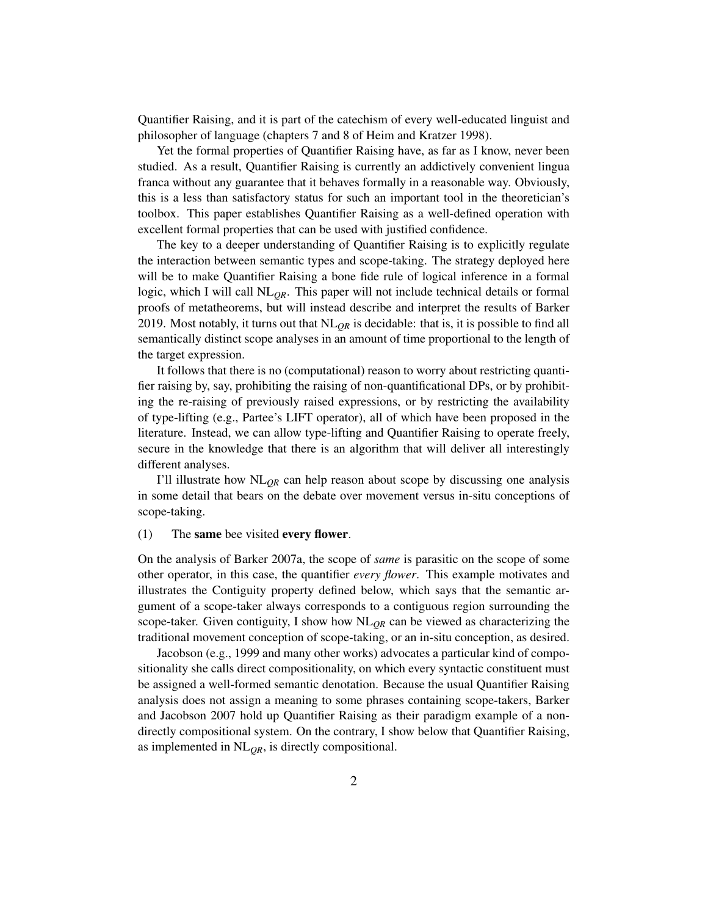Quantifier Raising, and it is part of the catechism of every well-educated linguist and philosopher of language (chapters 7 and 8 of Heim and Kratzer 1998).

Yet the formal properties of Quantifier Raising have, as far as I know, never been studied. As a result, Quantifier Raising is currently an addictively convenient lingua franca without any guarantee that it behaves formally in a reasonable way. Obviously, this is a less than satisfactory status for such an important tool in the theoretician's toolbox. This paper establishes Quantifier Raising as a well-defined operation with excellent formal properties that can be used with justified confidence.

The key to a deeper understanding of Quantifier Raising is to explicitly regulate the interaction between semantic types and scope-taking. The strategy deployed here will be to make Quantifier Raising a bone fide rule of logical inference in a formal logic, which I will call $\text{NL}_{QR}$. This paper will not include technical details or formal proofs of metatheorems, but will instead describe and interpret the results of Barker 2019. Most notably, it turns out that $\text{NL}_{QR}$ is decidable: that is, it is possible to find all semantically distinct scope analyses in an amount of time proportional to the length of the target expression.

It follows that there is no (computational) reason to worry about restricting quantifier raising by, say, prohibiting the raising of non-quantificational DPs, or by prohibiting the re-raising of previously raised expressions, or by restricting the availability of type-lifting (e.g., Partee's LIFT operator), all of which have been proposed in the literature. Instead, we can allow type-lifting and Quantifier Raising to operate freely, secure in the knowledge that there is an algorithm that will deliver all interestingly different analyses.

I'll illustrate how $\text{NL}_{QR}$ can help reason about scope by discussing one analysis in some detail that bears on the debate over movement versus in-situ conceptions of scope-taking.

(1) The **same** bee visited **every flower**.

On the analysis of Barker 2007a, the scope of *same* is parasitic on the scope of some other operator, in this case, the quantifier *every flower*. This example motivates and illustrates the Contiguity property defined below, which says that the semantic argument of a scope-taker always corresponds to a contiguous region surrounding the scope-taker. Given contiguity, I show how $\text{NL}_{QR}$ can be viewed as characterizing the traditional movement conception of scope-taking, or an in-situ conception, as desired.

Jacobson (e.g., 1999 and many other works) advocates a particular kind of compositionality she calls direct compositionality, on which every syntactic constituent must be assigned a well-formed semantic denotation. Because the usual Quantifier Raising analysis does not assign a meaning to some phrases containing scope-takers, Barker and Jacobson 2007 hold up Quantifier Raising as their paradigm example of a non-directly compositional system. On the contrary, I show below that Quantifier Raising, as implemented in $\text{NL}_{QR}$, is directly compositional.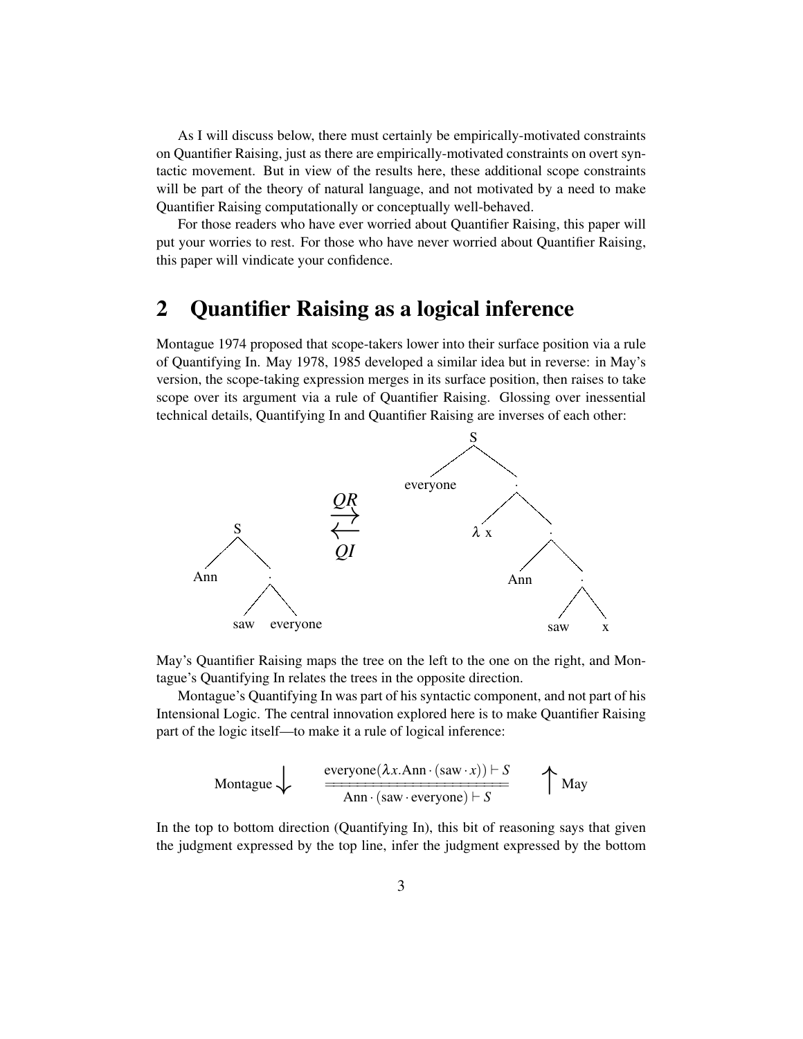As I will discuss below, there must certainly be empirically-motivated constraints on Quantifier Raising, just as there are empirically-motivated constraints on overt syntactic movement. But in view of the results here, these additional scope constraints will be part of the theory of natural language, and not motivated by a need to make Quantifier Raising computationally or conceptually well-behaved.

For those readers who have ever worried about Quantifier Raising, this paper will put your worries to rest. For those who have never worried about Quantifier Raising, this paper will vindicate your confidence.

## 2 Quantifier Raising as a logical inference

Montague 1974 proposed that scope-takers lower into their surface position via a rule of Quantifying In. May 1978, 1985 developed a similar idea but in reverse: in May's version, the scope-taking expression merges in its surface position, then raises to take scope over its argument via a rule of Quantifier Raising. Glossing over inessential technical details, Quantifying In and Quantifier Raising are inverses of each other:

$$[_S \text{ Ann } [_\cdot \text{ saw everyone}]] \quad \underset{QI}{\overset{QR}{\rightleftarrows}} \quad [_S \text{ everyone } [_\cdot\ \lambda x\ [_\cdot \text{ Ann } [_\cdot \text{ saw } x]]]]$$

May's Quantifier Raising maps the tree on the left to the one on the right, and Montague's Quantifying In relates the trees in the opposite direction.

Montague's Quantifying In was part of his syntactic component, and not part of his Intensional Logic. The central innovation explored here is to make Quantifier Raising part of the logic itself—to make it a rule of logical inference:

$$\text{Montague} \downarrow \qquad \frac{\text{everyone}(\lambda x.\text{Ann} \cdot (\text{saw} \cdot x)) \vdash S}{\text{Ann} \cdot (\text{saw} \cdot \text{everyone}) \vdash S} \qquad \uparrow \text{May}$$

In the top to bottom direction (Quantifying In), this bit of reasoning says that given the judgment expressed by the top line, infer the judgment expressed by the bottom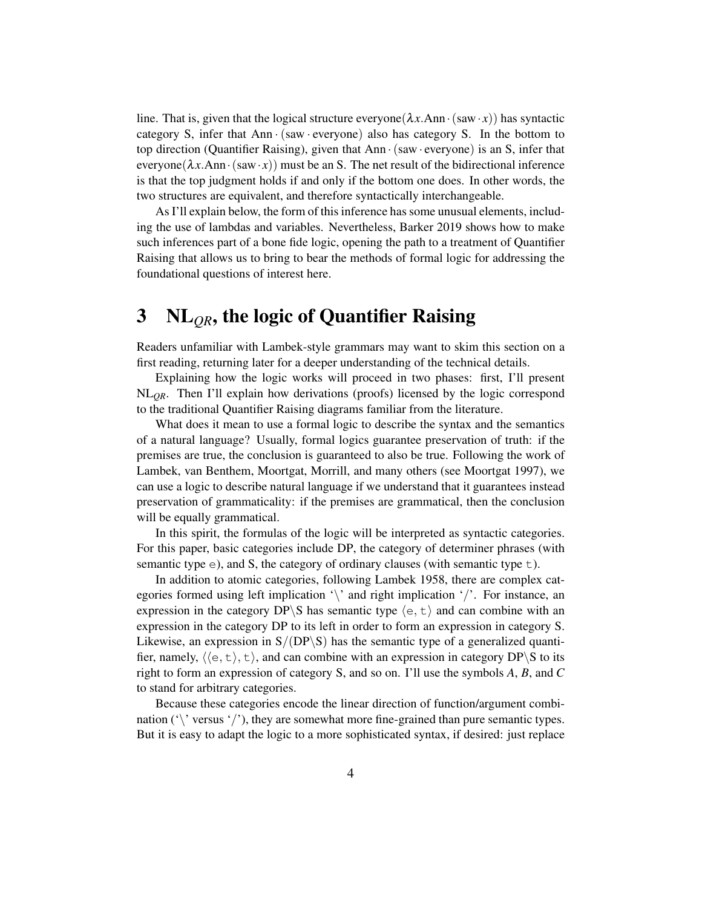line. That is, given that the logical structure everyone($\lambda x.\text{Ann} \cdot (\text{saw} \cdot x)$) has syntactic category S, infer that Ann $\cdot$ (saw $\cdot$ everyone) also has category S. In the bottom to top direction (Quantifier Raising), given that Ann $\cdot$ (saw $\cdot$ everyone) is an S, infer that everyone($\lambda x.\text{Ann} \cdot (\text{saw} \cdot x)$) must be an S. The net result of the bidirectional inference is that the top judgment holds if and only if the bottom one does. In other words, the two structures are equivalent, and therefore syntactically interchangeable.

As I'll explain below, the form of this inference has some unusual elements, including the use of lambdas and variables. Nevertheless, Barker 2019 shows how to make such inferences part of a bone fide logic, opening the path to a treatment of Quantifier Raising that allows us to bring to bear the methods of formal logic for addressing the foundational questions of interest here.

# 3 NL$_{QR}$, the logic of Quantifier Raising

Readers unfamiliar with Lambek-style grammars may want to skim this section on a first reading, returning later for a deeper understanding of the technical details.

Explaining how the logic works will proceed in two phases: first, I'll present NL$_{QR}$. Then I'll explain how derivations (proofs) licensed by the logic correspond to the traditional Quantifier Raising diagrams familiar from the literature.

What does it mean to use a formal logic to describe the syntax and the semantics of a natural language? Usually, formal logics guarantee preservation of truth: if the premises are true, the conclusion is guaranteed to also be true. Following the work of Lambek, van Benthem, Moortgat, Morrill, and many others (see Moortgat 1997), we can use a logic to describe natural language if we understand that it guarantees instead preservation of grammaticality: if the premises are grammatical, then the conclusion will be equally grammatical.

In this spirit, the formulas of the logic will be interpreted as syntactic categories. For this paper, basic categories include DP, the category of determiner phrases (with semantic type $\mathtt{e}$), and S, the category of ordinary clauses (with semantic type $\mathtt{t}$).

In addition to atomic categories, following Lambek 1958, there are complex categories formed using left implication '$\backslash$' and right implication '$/$'. For instance, an expression in the category DP$\backslash$S has semantic type $\langle \mathtt{e}, \mathtt{t} \rangle$ and can combine with an expression in the category DP to its left in order to form an expression in category S. Likewise, an expression in S$/$(DP$\backslash$S) has the semantic type of a generalized quantifier, namely, $\langle\langle \mathtt{e}, \mathtt{t} \rangle, \mathtt{t} \rangle$, and can combine with an expression in category DP$\backslash$S to its right to form an expression of category S, and so on. I'll use the symbols $A$, $B$, and $C$ to stand for arbitrary categories.

Because these categories encode the linear direction of function/argument combination ('$\backslash$' versus '$/$'), they are somewhat more fine-grained than pure semantic types. But it is easy to adapt the logic to a more sophisticated syntax, if desired: just replace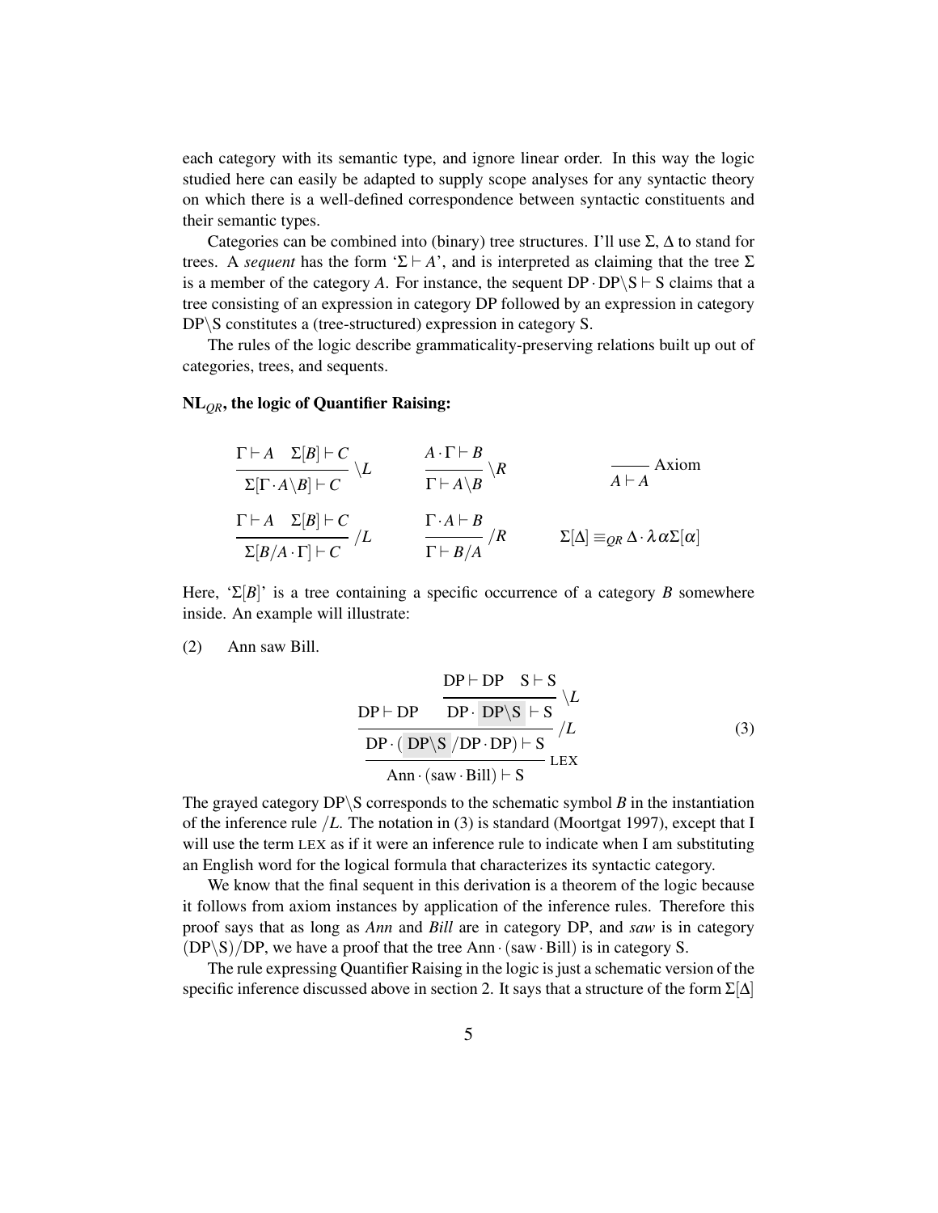each category with its semantic type, and ignore linear order. In this way the logic studied here can easily be adapted to supply scope analyses for any syntactic theory on which there is a well-defined correspondence between syntactic constituents and their semantic types.

Categories can be combined into (binary) tree structures. I'll use $\Sigma$, $\Delta$ to stand for trees. A *sequent* has the form '$\Sigma \vdash A$', and is interpreted as claiming that the tree $\Sigma$ is a member of the category $A$. For instance, the sequent $\mathrm{DP} \cdot \mathrm{DP}\backslash\mathrm{S} \vdash \mathrm{S}$ claims that a tree consisting of an expression in category DP followed by an expression in category DP\S constitutes a (tree-structured) expression in category S.

The rules of the logic describe grammaticality-preserving relations built up out of categories, trees, and sequents.

**NL$_{QR}$, the logic of Quantifier Raising:**

$$\frac{\Gamma \vdash A \quad \Sigma[B] \vdash C}{\Sigma[\Gamma \cdot A\backslash B] \vdash C}\,\backslash L \qquad \frac{A \cdot \Gamma \vdash B}{\Gamma \vdash A\backslash B}\,\backslash R \qquad \frac{}{A \vdash A}\,\text{Axiom}$$

$$\frac{\Gamma \vdash A \quad \Sigma[B] \vdash C}{\Sigma[B/A \cdot \Gamma] \vdash C}\,/L \qquad \frac{\Gamma \cdot A \vdash B}{\Gamma \vdash B/A}\,/R \qquad \Sigma[\Delta] \equiv_{QR} \Delta \cdot \lambda\alpha\Sigma[\alpha]$$

Here, '$\Sigma[B]$' is a tree containing a specific occurrence of a category $B$ somewhere inside. An example will illustrate:

(2) Ann saw Bill.

$$\frac{\mathrm{DP} \vdash \mathrm{DP} \qquad \dfrac{\mathrm{DP} \vdash \mathrm{DP} \quad \mathrm{S} \vdash \mathrm{S}}{\mathrm{DP} \cdot \boxed{\mathrm{DP}\backslash\mathrm{S}} \vdash \mathrm{S}}\,\backslash L}{\dfrac{\mathrm{DP} \cdot (\boxed{\mathrm{DP}\backslash\mathrm{S}}/\mathrm{DP} \cdot \mathrm{DP}) \vdash \mathrm{S}}{\mathrm{Ann} \cdot (\mathrm{saw} \cdot \mathrm{Bill}) \vdash \mathrm{S}}\,\textsc{lex}}\,/L \tag{3}$$

The grayed category DP\S corresponds to the schematic symbol $B$ in the instantiation of the inference rule $/L$. The notation in (3) is standard (Moortgat 1997), except that I will use the term LEX as if it were an inference rule to indicate when I am substituting an English word for the logical formula that characterizes its syntactic category.

We know that the final sequent in this derivation is a theorem of the logic because it follows from axiom instances by application of the inference rules. Therefore this proof says that as long as *Ann* and *Bill* are in category DP, and *saw* is in category $(\mathrm{DP}\backslash\mathrm{S})/\mathrm{DP}$, we have a proof that the tree $\mathrm{Ann} \cdot (\mathrm{saw} \cdot \mathrm{Bill})$ is in category S.

The rule expressing Quantifier Raising in the logic is just a schematic version of the specific inference discussed above in section 2. It says that a structure of the form $\Sigma[\Delta]$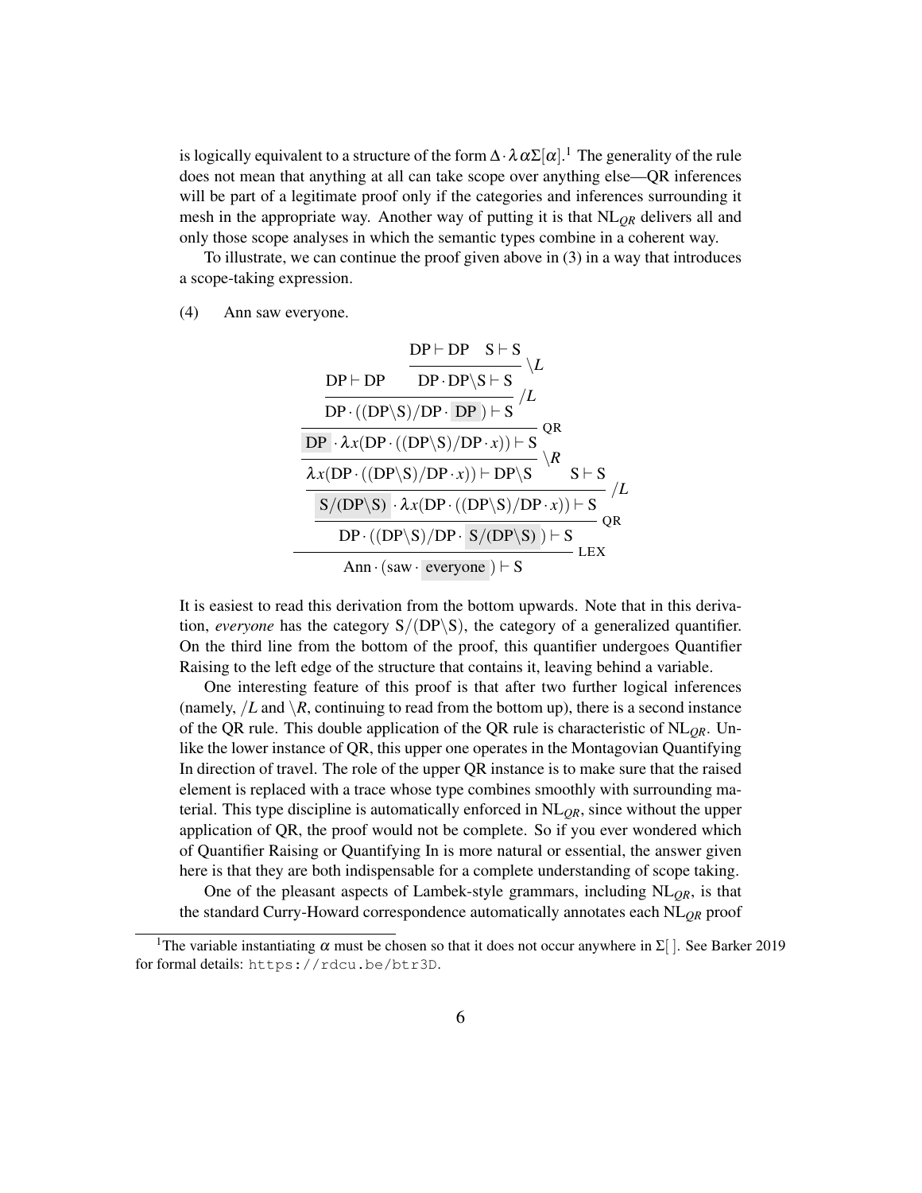is logically equivalent to a structure of the form $\Delta \cdot \lambda \alpha \Sigma[\alpha]$.[1] The generality of the rule does not mean that anything at all can take scope over anything else—QR inferences will be part of a legitimate proof only if the categories and inferences surrounding it mesh in the appropriate way. Another way of putting it is that $\mathrm{NL}_{QR}$ delivers all and only those scope analyses in which the semantic types combine in a coherent way.

To illustrate, we can continue the proof given above in (3) in a way that introduces a scope-taking expression.

(4) Ann saw everyone.

$$
\dfrac{\dfrac{\dfrac{\dfrac{\dfrac{\dfrac{\mathrm{DP} \vdash \mathrm{DP} \qquad \dfrac{\mathrm{DP} \vdash \mathrm{DP} \quad \mathrm{S} \vdash \mathrm{S}}{\mathrm{DP} \cdot \mathrm{DP}\backslash\mathrm{S} \vdash \mathrm{S}}\backslash L}{\mathrm{DP} \cdot ((\mathrm{DP}\backslash\mathrm{S})/\mathrm{DP} \cdot \boxed{\mathrm{DP}}) \vdash \mathrm{S}} /L}{\boxed{\mathrm{DP}} \cdot \lambda x(\mathrm{DP} \cdot ((\mathrm{DP}\backslash\mathrm{S})/\mathrm{DP} \cdot x)) \vdash \mathrm{S}} \text{QR}}{\lambda x(\mathrm{DP} \cdot ((\mathrm{DP}\backslash\mathrm{S})/\mathrm{DP} \cdot x)) \vdash \mathrm{DP}\backslash\mathrm{S}} \backslash R \qquad \mathrm{S} \vdash \mathrm{S}}{\boxed{\mathrm{S}/(\mathrm{DP}\backslash\mathrm{S})} \cdot \lambda x(\mathrm{DP} \cdot ((\mathrm{DP}\backslash\mathrm{S})/\mathrm{DP} \cdot x)) \vdash \mathrm{S}} /L}{\mathrm{DP} \cdot ((\mathrm{DP}\backslash\mathrm{S})/\mathrm{DP} \cdot \boxed{\mathrm{S}/(\mathrm{DP}\backslash\mathrm{S})}) \vdash \mathrm{S}} \text{QR}}{\mathrm{Ann} \cdot (\mathrm{saw} \cdot \boxed{\mathrm{everyone}}) \vdash \mathrm{S}} \text{LEX}
$$

It is easiest to read this derivation from the bottom upwards. Note that in this derivation, *everyone* has the category $\mathrm{S}/(\mathrm{DP}\backslash\mathrm{S})$, the category of a generalized quantifier. On the third line from the bottom of the proof, this quantifier undergoes Quantifier Raising to the left edge of the structure that contains it, leaving behind a variable.

One interesting feature of this proof is that after two further logical inferences (namely, $/L$ and $\backslash R$, continuing to read from the bottom up), there is a second instance of the QR rule. This double application of the QR rule is characteristic of $\mathrm{NL}_{QR}$. Unlike the lower instance of QR, this upper one operates in the Montagovian Quantifying In direction of travel. The role of the upper QR instance is to make sure that the raised element is replaced with a trace whose type combines smoothly with surrounding material. This type discipline is automatically enforced in $\mathrm{NL}_{QR}$, since without the upper application of QR, the proof would not be complete. So if you ever wondered which of Quantifier Raising or Quantifying In is more natural or essential, the answer given here is that they are both indispensable for a complete understanding of scope taking.

One of the pleasant aspects of Lambek-style grammars, including $\mathrm{NL}_{QR}$, is that the standard Curry-Howard correspondence automatically annotates each $\mathrm{NL}_{QR}$ proof

[1] The variable instantiating $\alpha$ must be chosen so that it does not occur anywhere in $\Sigma[\,]$. See Barker 2019 for formal details: `https://rdcu.be/btr3D`.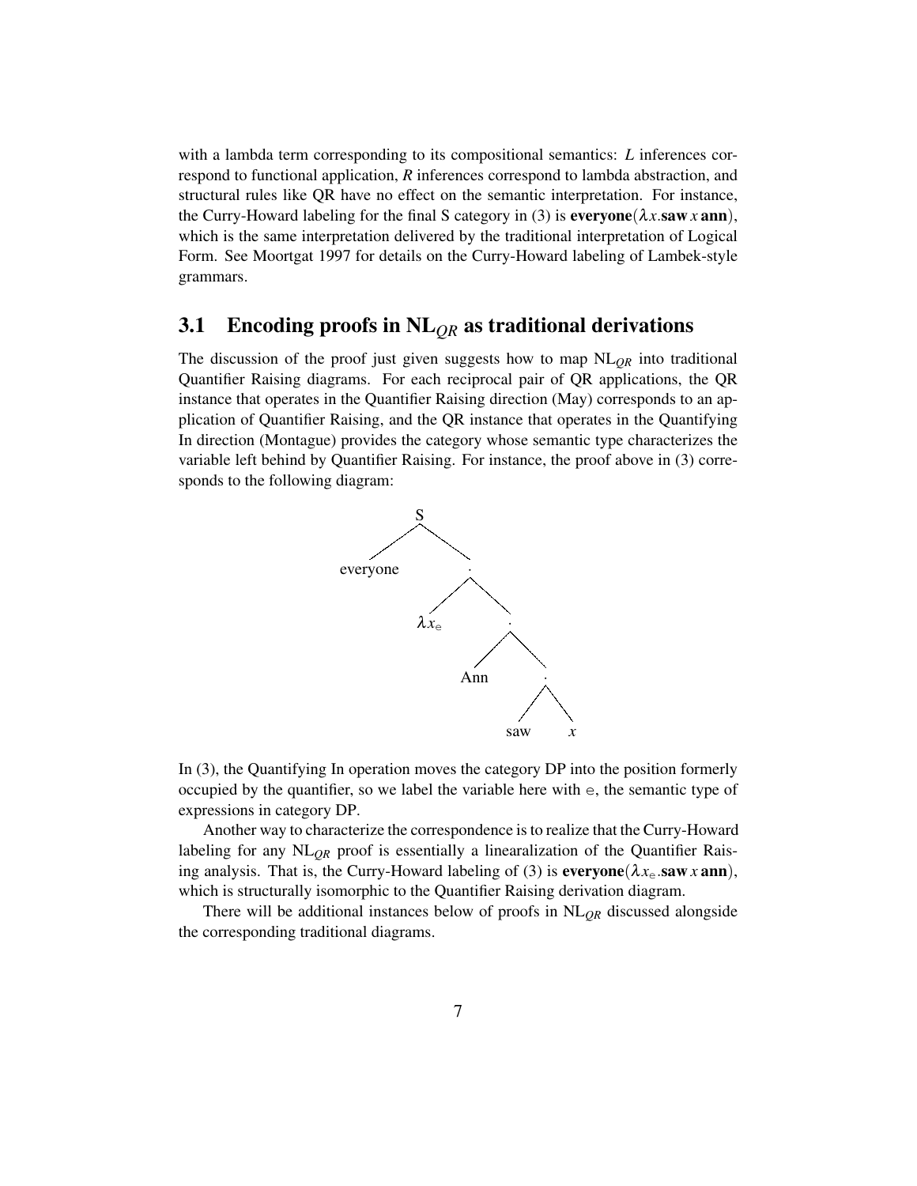with a lambda term corresponding to its compositional semantics: *L* inferences correspond to functional application, *R* inferences correspond to lambda abstraction, and structural rules like QR have no effect on the semantic interpretation. For instance, the Curry-Howard labeling for the final S category in (3) is $\textbf{everyone}(\lambda x.\textbf{saw}\, x\, \textbf{ann})$, which is the same interpretation delivered by the traditional interpretation of Logical Form. See Moortgat 1997 for details on the Curry-Howard labeling of Lambek-style grammars.

## 3.1 Encoding proofs in $\text{NL}_{QR}$ as traditional derivations

The discussion of the proof just given suggests how to map $\text{NL}_{QR}$ into traditional Quantifier Raising diagrams. For each reciprocal pair of QR applications, the QR instance that operates in the Quantifier Raising direction (May) corresponds to an application of Quantifier Raising, and the QR instance that operates in the Quantifying In direction (Montague) provides the category whose semantic type characterizes the variable left behind by Quantifier Raising. For instance, the proof above in (3) corresponds to the following diagram:

```
            S
          /   \
   everyone    ·
             /   \
          λx_e    ·
                /   \
             Ann     ·
                   /   \
                 saw    x
```

In (3), the Quantifying In operation moves the category DP into the position formerly occupied by the quantifier, so we label the variable here with $\mathsf{e}$, the semantic type of expressions in category DP.

Another way to characterize the correspondence is to realize that the Curry-Howard labeling for any $\text{NL}_{QR}$ proof is essentially a linearalization of the Quantifier Raising analysis. That is, the Curry-Howard labeling of (3) is $\textbf{everyone}(\lambda x_{\mathsf{e}}.\textbf{saw}\, x\, \textbf{ann})$, which is structurally isomorphic to the Quantifier Raising derivation diagram.

There will be additional instances below of proofs in $\text{NL}_{QR}$ discussed alongside the corresponding traditional diagrams.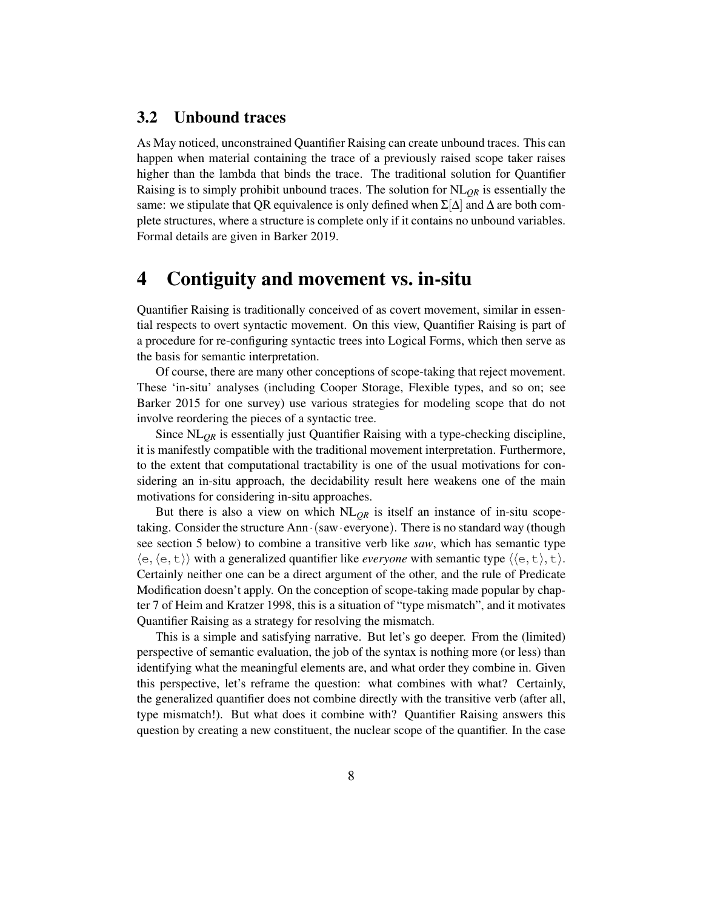### 3.2 Unbound traces

As May noticed, unconstrained Quantifier Raising can create unbound traces. This can happen when material containing the trace of a previously raised scope taker raises higher than the lambda that binds the trace. The traditional solution for Quantifier Raising is to simply prohibit unbound traces. The solution for $\text{NL}_{QR}$ is essentially the same: we stipulate that QR equivalence is only defined when $\Sigma[\Delta]$ and $\Delta$ are both complete structures, where a structure is complete only if it contains no unbound variables. Formal details are given in Barker 2019.

## 4 Contiguity and movement vs. in-situ

Quantifier Raising is traditionally conceived of as covert movement, similar in essential respects to overt syntactic movement. On this view, Quantifier Raising is part of a procedure for re-configuring syntactic trees into Logical Forms, which then serve as the basis for semantic interpretation.

Of course, there are many other conceptions of scope-taking that reject movement. These 'in-situ' analyses (including Cooper Storage, Flexible types, and so on; see Barker 2015 for one survey) use various strategies for modeling scope that do not involve reordering the pieces of a syntactic tree.

Since $\text{NL}_{QR}$ is essentially just Quantifier Raising with a type-checking discipline, it is manifestly compatible with the traditional movement interpretation. Furthermore, to the extent that computational tractability is one of the usual motivations for considering an in-situ approach, the decidability result here weakens one of the main motivations for considering in-situ approaches.

But there is also a view on which $\text{NL}_{QR}$ is itself an instance of in-situ scope-taking. Consider the structure $\text{Ann}\cdot(\text{saw}\cdot\text{everyone})$. There is no standard way (though see section 5 below) to combine a transitive verb like *saw*, which has semantic type $\langle \texttt{e}, \langle \texttt{e}, \texttt{t}\rangle\rangle$ with a generalized quantifier like *everyone* with semantic type $\langle\langle \texttt{e}, \texttt{t}\rangle, \texttt{t}\rangle$. Certainly neither one can be a direct argument of the other, and the rule of Predicate Modification doesn't apply. On the conception of scope-taking made popular by chapter 7 of Heim and Kratzer 1998, this is a situation of "type mismatch", and it motivates Quantifier Raising as a strategy for resolving the mismatch.

This is a simple and satisfying narrative. But let's go deeper. From the (limited) perspective of semantic evaluation, the job of the syntax is nothing more (or less) than identifying what the meaningful elements are, and what order they combine in. Given this perspective, let's reframe the question: what combines with what? Certainly, the generalized quantifier does not combine directly with the transitive verb (after all, type mismatch!). But what does it combine with? Quantifier Raising answers this question by creating a new constituent, the nuclear scope of the quantifier. In the case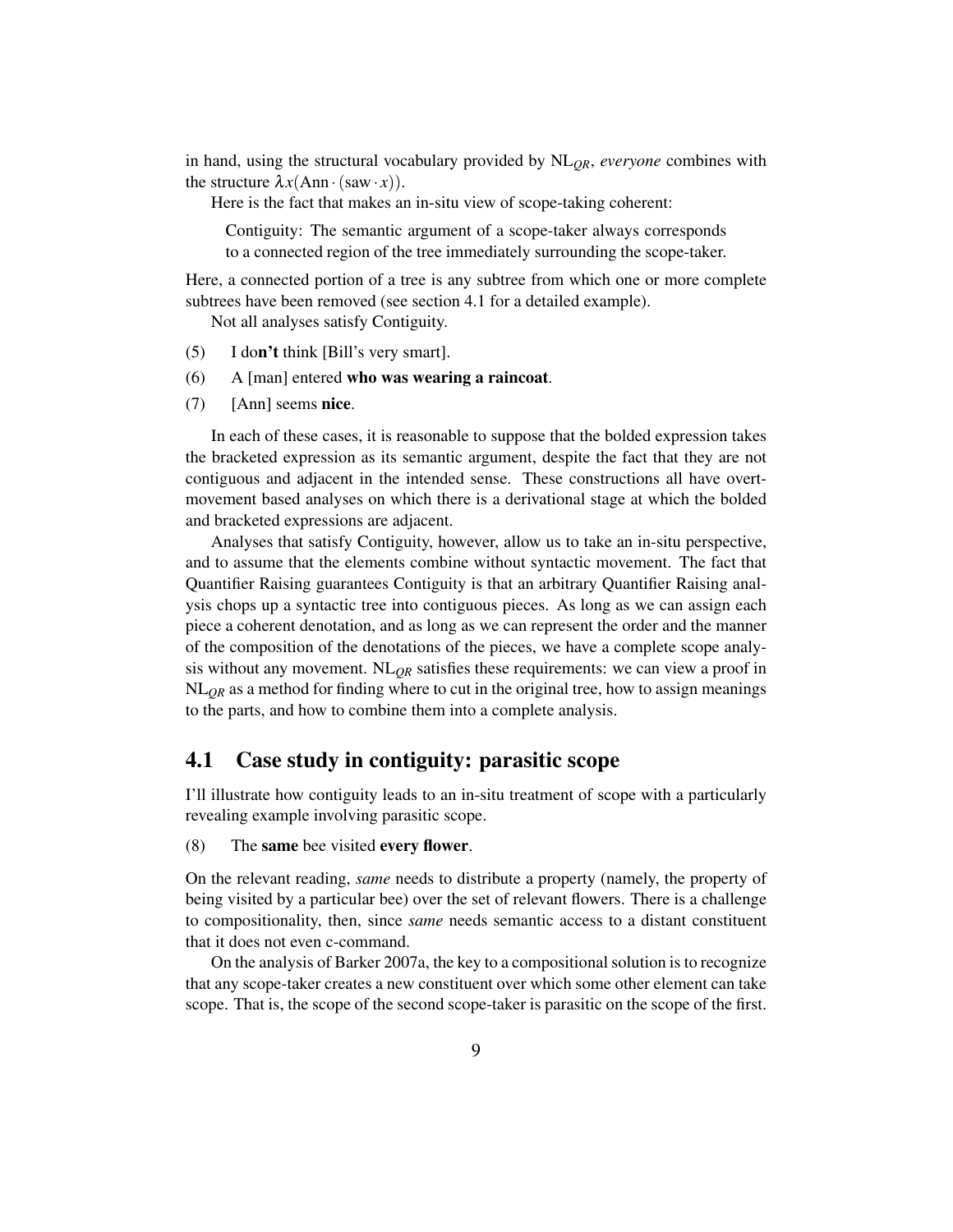in hand, using the structural vocabulary provided by $\mathrm{NL}_{QR}$, *everyone* combines with the structure $\lambda x(\mathrm{Ann} \cdot (\mathrm{saw} \cdot x))$.

Here is the fact that makes an in-situ view of scope-taking coherent:

> Contiguity: The semantic argument of a scope-taker always corresponds to a connected region of the tree immediately surrounding the scope-taker.

Here, a connected portion of a tree is any subtree from which one or more complete subtrees have been removed (see section 4.1 for a detailed example).

Not all analyses satisfy Contiguity.

(5) I do**n't** think [Bill's very smart].

(6) A [man] entered **who was wearing a raincoat**.

(7) [Ann] seems **nice**.

In each of these cases, it is reasonable to suppose that the bolded expression takes the bracketed expression as its semantic argument, despite the fact that they are not contiguous and adjacent in the intended sense. These constructions all have overt-movement based analyses on which there is a derivational stage at which the bolded and bracketed expressions are adjacent.

Analyses that satisfy Contiguity, however, allow us to take an in-situ perspective, and to assume that the elements combine without syntactic movement. The fact that Quantifier Raising guarantees Contiguity is that an arbitrary Quantifier Raising analysis chops up a syntactic tree into contiguous pieces. As long as we can assign each piece a coherent denotation, and as long as we can represent the order and the manner of the composition of the denotations of the pieces, we have a complete scope analysis without any movement. $\mathrm{NL}_{QR}$ satisfies these requirements: we can view a proof in $\mathrm{NL}_{QR}$ as a method for finding where to cut in the original tree, how to assign meanings to the parts, and how to combine them into a complete analysis.

## 4.1 Case study in contiguity: parasitic scope

I'll illustrate how contiguity leads to an in-situ treatment of scope with a particularly revealing example involving parasitic scope.

(8) The **same** bee visited **every flower**.

On the relevant reading, *same* needs to distribute a property (namely, the property of being visited by a particular bee) over the set of relevant flowers. There is a challenge to compositionality, then, since *same* needs semantic access to a distant constituent that it does not even c-command.

On the analysis of Barker 2007a, the key to a compositional solution is to recognize that any scope-taker creates a new constituent over which some other element can take scope. That is, the scope of the second scope-taker is parasitic on the scope of the first.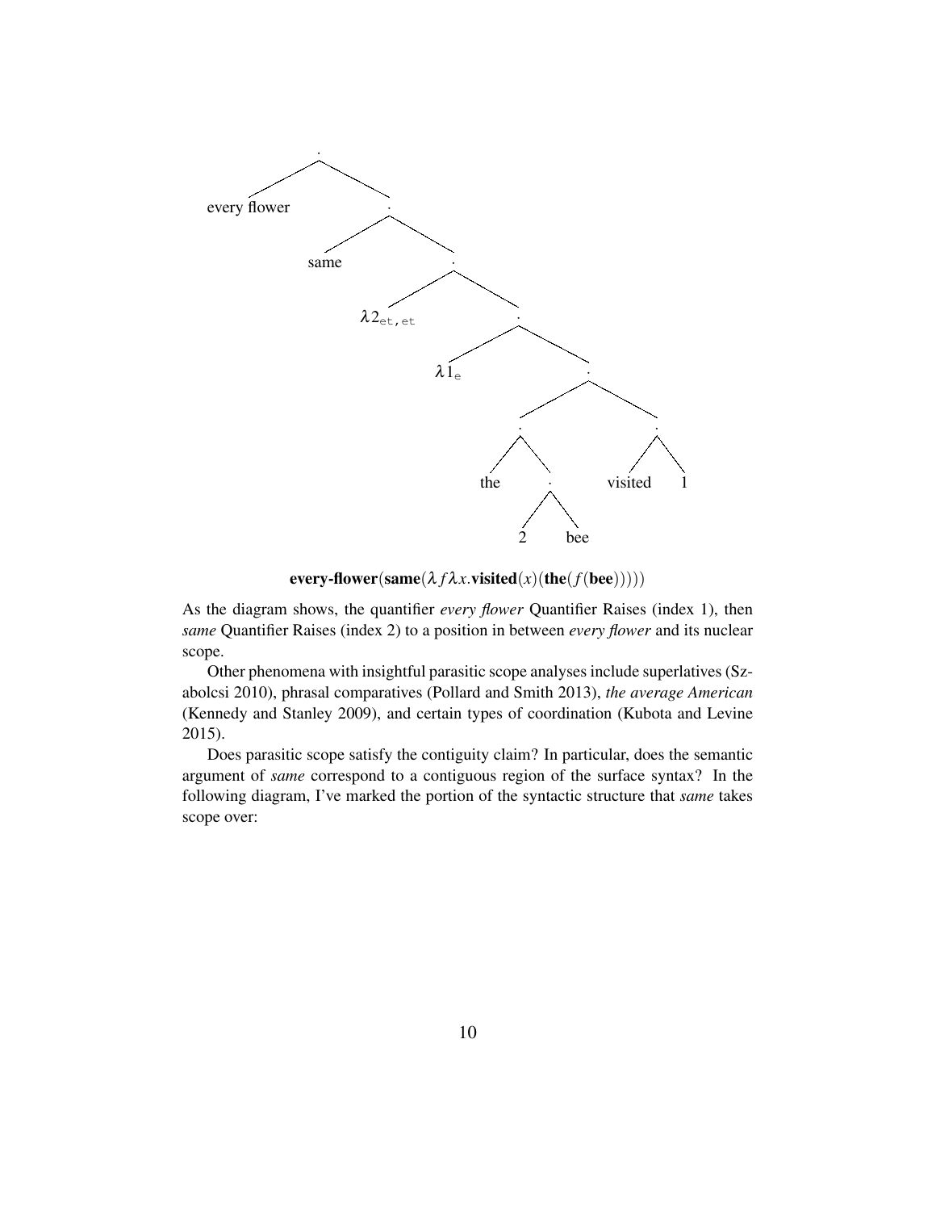```
.
├── every flower
└── .
    ├── same
    └── .
        ├── λ2_et,et
        └── .
            ├── λ1_e
            └── .
                ├── .
                │   ├── the
                │   └── .
                │       ├── 2
                │       └── bee
                └── .
                    ├── visited
                    └── 1
```

$$\textbf{every-flower}(\textbf{same}(\lambda f \lambda x.\textbf{visited}(x)(\textbf{the}(f(\textbf{bee})))))$$

As the diagram shows, the quantifier *every flower* Quantifier Raises (index 1), then *same* Quantifier Raises (index 2) to a position in between *every flower* and its nuclear scope.

Other phenomena with insightful parasitic scope analyses include superlatives (Szabolcsi 2010), phrasal comparatives (Pollard and Smith 2013), *the average American* (Kennedy and Stanley 2009), and certain types of coordination (Kubota and Levine 2015).

Does parasitic scope satisfy the contiguity claim? In particular, does the semantic argument of *same* correspond to a contiguous region of the surface syntax? In the following diagram, I've marked the portion of the syntactic structure that *same* takes scope over: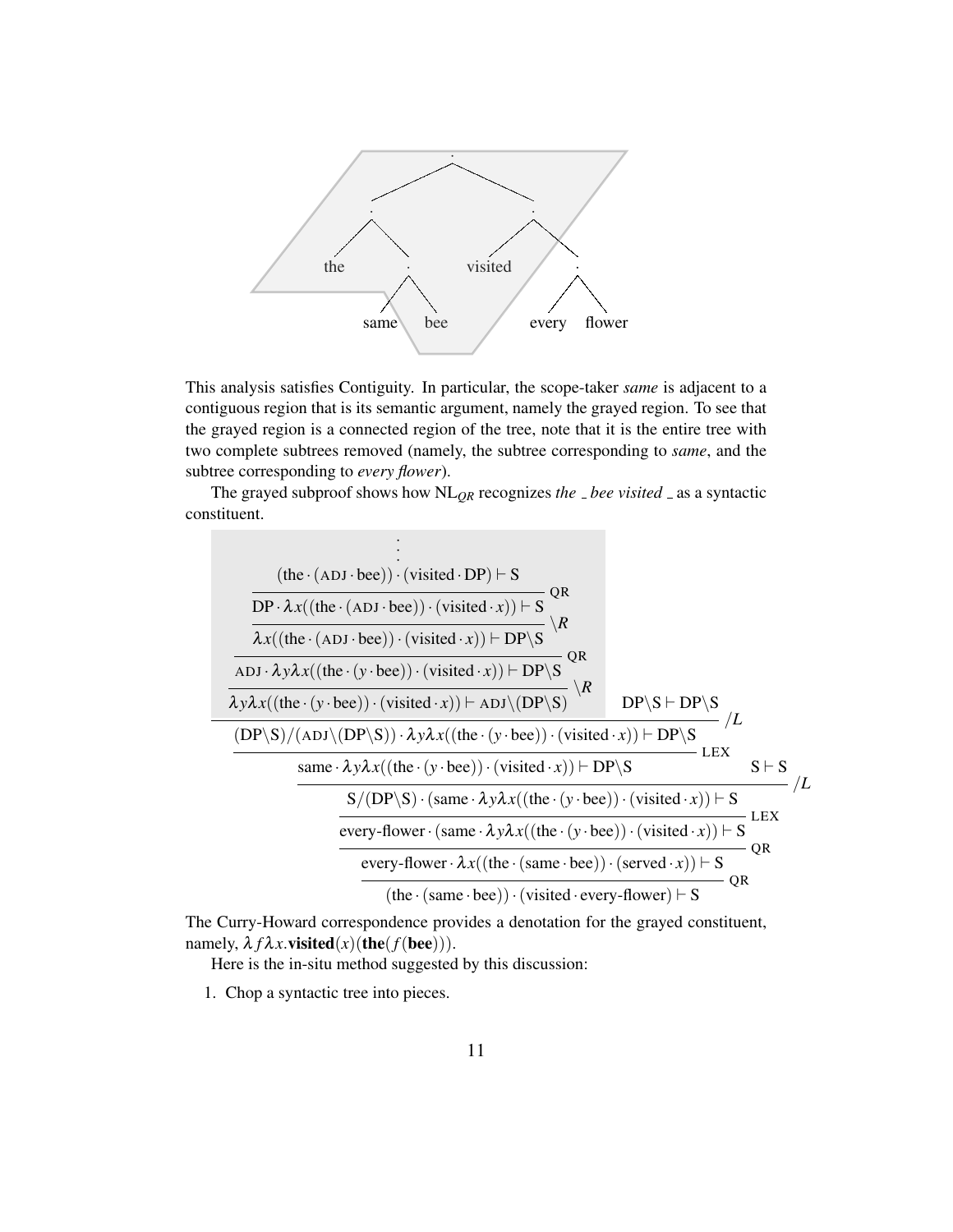This analysis satisfies Contiguity. In particular, the scope-taker *same* is adjacent to a contiguous region that is its semantic argument, namely the grayed region. To see that the grayed region is a connected region of the tree, note that it is the entire tree with two complete subtrees removed (namely, the subtree corresponding to *same*, and the subtree corresponding to *every flower*).

The grayed subproof shows how $\text{NL}_{QR}$ recognizes *the _ bee visited _* as a syntactic constituent.

$$
\dfrac{\dfrac{\dfrac{\dfrac{\dfrac{\dfrac{\dfrac{\dfrac{\dfrac{\vdots}{(\text{the}\cdot(\textsc{adj}\cdot\text{bee}))\cdot(\text{visited}\cdot\text{DP})\vdash \text{S}}}{\text{DP}\cdot\lambda x((\text{the}\cdot(\textsc{adj}\cdot\text{bee}))\cdot(\text{visited}\cdot x))\vdash \text{S}}\text{QR}}{\lambda x((\text{the}\cdot(\textsc{adj}\cdot\text{bee}))\cdot(\text{visited}\cdot x))\vdash \text{DP}\backslash\text{S}}\backslash R}{\textsc{adj}\cdot\lambda y\lambda x((\text{the}\cdot(y\cdot\text{bee}))\cdot(\text{visited}\cdot x))\vdash \text{DP}\backslash\text{S}}\text{QR}}{\lambda y\lambda x((\text{the}\cdot(y\cdot\text{bee}))\cdot(\text{visited}\cdot x))\vdash \textsc{adj}\backslash(\text{DP}\backslash\text{S})}\backslash R \quad \text{DP}\backslash\text{S}\vdash\text{DP}\backslash\text{S}}{(\text{DP}\backslash\text{S})/(\textsc{adj}\backslash(\text{DP}\backslash\text{S}))\cdot\lambda y\lambda x((\text{the}\cdot(y\cdot\text{bee}))\cdot(\text{visited}\cdot x))\vdash \text{DP}\backslash\text{S}}/L}{\text{same}\cdot\lambda y\lambda x((\text{the}\cdot(y\cdot\text{bee}))\cdot(\text{visited}\cdot x))\vdash \text{DP}\backslash\text{S}}\text{LEX}\quad \text{S}\vdash\text{S}}{\text{S}/(\text{DP}\backslash\text{S})\cdot(\text{same}\cdot\lambda y\lambda x((\text{the}\cdot(y\cdot\text{bee}))\cdot(\text{visited}\cdot x))\vdash \text{S}}/L}{\text{every-flower}\cdot(\text{same}\cdot\lambda y\lambda x((\text{the}\cdot(y\cdot\text{bee}))\cdot(\text{visited}\cdot x))\vdash \text{S}}\text{LEX}}{\text{every-flower}\cdot\lambda x((\text{the}\cdot(\text{same}\cdot\text{bee}))\cdot(\text{served}\cdot x))\vdash \text{S}}\text{QR}}{(\text{the}\cdot(\text{same}\cdot\text{bee}))\cdot(\text{visited}\cdot\text{every-flower})\vdash \text{S}}\text{QR}
$$

The Curry-Howard correspondence provides a denotation for the grayed constituent, namely, $\lambda f\lambda x.\textbf{visited}(x)(\textbf{the}(f(\textbf{bee})))$.

Here is the in-situ method suggested by this discussion:

1. Chop a syntactic tree into pieces.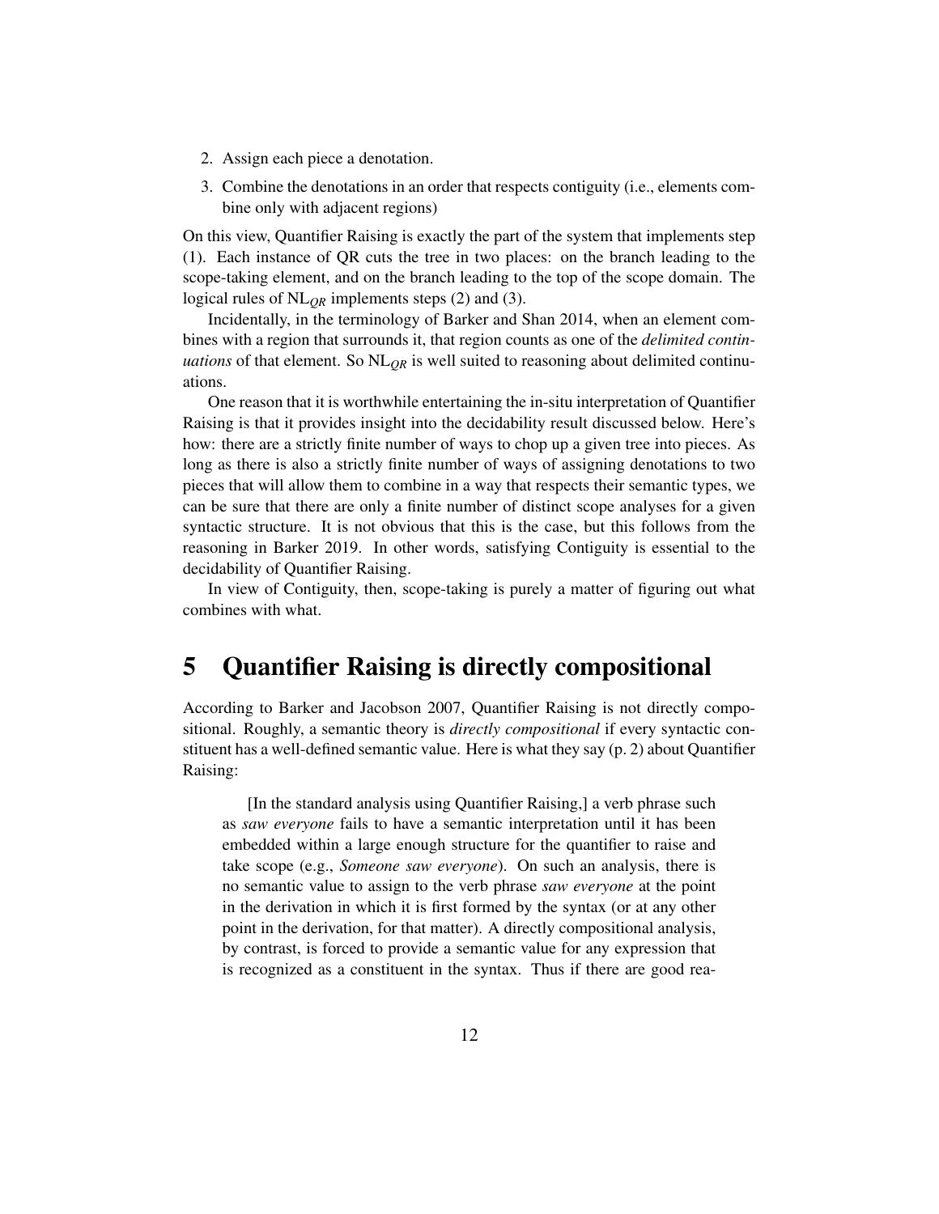2. Assign each piece a denotation.
3. Combine the denotations in an order that respects contiguity (i.e., elements combine only with adjacent regions)

On this view, Quantifier Raising is exactly the part of the system that implements step (1). Each instance of QR cuts the tree in two places: on the branch leading to the scope-taking element, and on the branch leading to the top of the scope domain. The logical rules of $\mathrm{NL}_{QR}$ implements steps (2) and (3).

Incidentally, in the terminology of Barker and Shan 2014, when an element combines with a region that surrounds it, that region counts as one of the *delimited continuations* of that element. So $\mathrm{NL}_{QR}$ is well suited to reasoning about delimited continuations.

One reason that it is worthwhile entertaining the in-situ interpretation of Quantifier Raising is that it provides insight into the decidability result discussed below. Here's how: there are a strictly finite number of ways to chop up a given tree into pieces. As long as there is also a strictly finite number of ways of assigning denotations to two pieces that will allow them to combine in a way that respects their semantic types, we can be sure that there are only a finite number of distinct scope analyses for a given syntactic structure. It is not obvious that this is the case, but this follows from the reasoning in Barker 2019. In other words, satisfying Contiguity is essential to the decidability of Quantifier Raising.

In view of Contiguity, then, scope-taking is purely a matter of figuring out what combines with what.

# 5 Quantifier Raising is directly compositional

According to Barker and Jacobson 2007, Quantifier Raising is not directly compositional. Roughly, a semantic theory is *directly compositional* if every syntactic constituent has a well-defined semantic value. Here is what they say (p. 2) about Quantifier Raising:

> [In the standard analysis using Quantifier Raising,] a verb phrase such as *saw everyone* fails to have a semantic interpretation until it has been embedded within a large enough structure for the quantifier to raise and take scope (e.g., *Someone saw everyone*). On such an analysis, there is no semantic value to assign to the verb phrase *saw everyone* at the point in the derivation in which it is first formed by the syntax (or at any other point in the derivation, for that matter). A directly compositional analysis, by contrast, is forced to provide a semantic value for any expression that is recognized as a constituent in the syntax. Thus if there are good rea-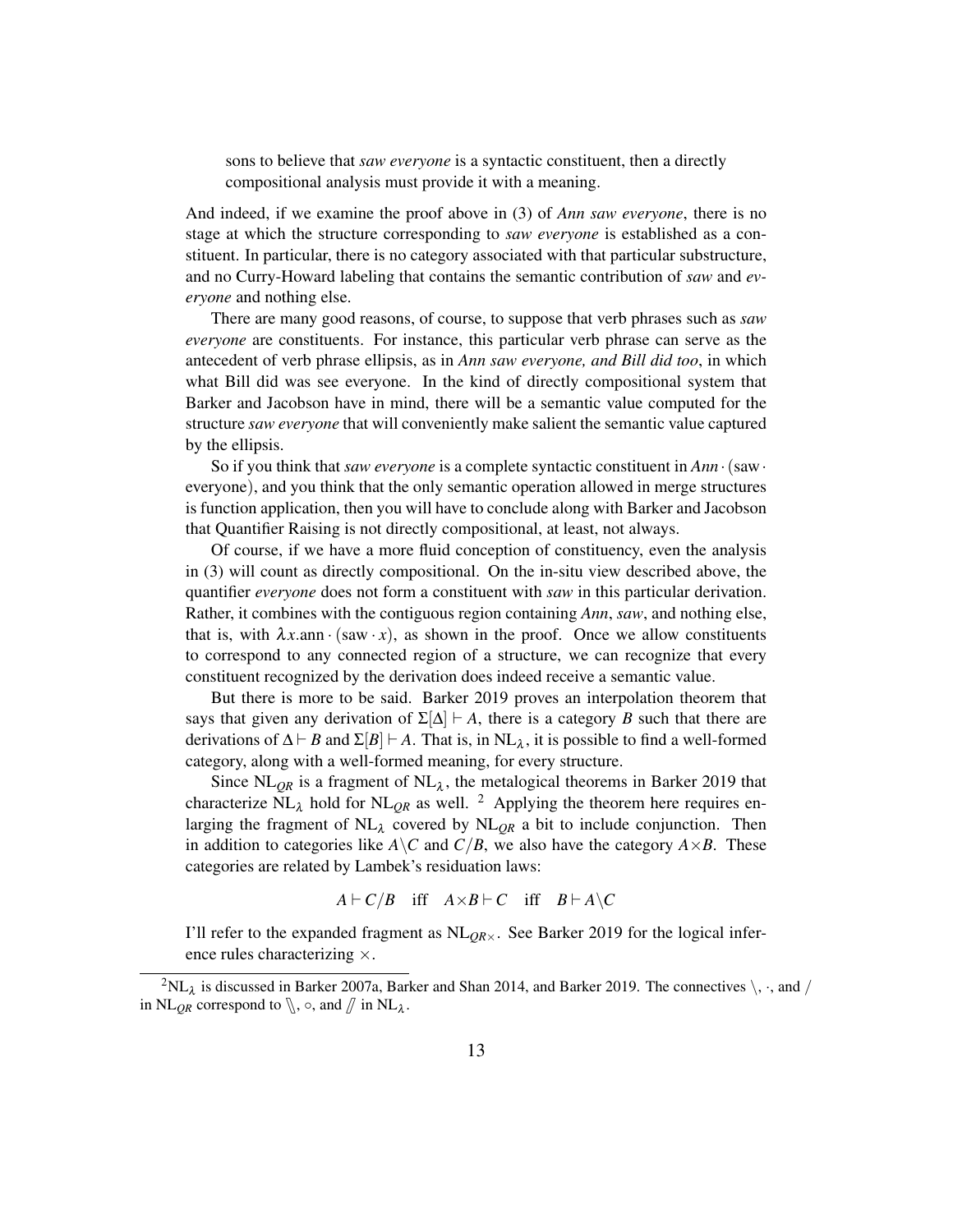sons to believe that *saw everyone* is a syntactic constituent, then a directly compositional analysis must provide it with a meaning.

And indeed, if we examine the proof above in (3) of *Ann saw everyone*, there is no stage at which the structure corresponding to *saw everyone* is established as a constituent. In particular, there is no category associated with that particular substructure, and no Curry-Howard labeling that contains the semantic contribution of *saw* and *everyone* and nothing else.

There are many good reasons, of course, to suppose that verb phrases such as *saw everyone* are constituents. For instance, this particular verb phrase can serve as the antecedent of verb phrase ellipsis, as in *Ann saw everyone, and Bill did too*, in which what Bill did was see everyone. In the kind of directly compositional system that Barker and Jacobson have in mind, there will be a semantic value computed for the structure *saw everyone* that will conveniently make salient the semantic value captured by the ellipsis.

So if you think that *saw everyone* is a complete syntactic constituent in $\textit{Ann} \cdot (\text{saw} \cdot \text{everyone})$, and you think that the only semantic operation allowed in merge structures is function application, then you will have to conclude along with Barker and Jacobson that Quantifier Raising is not directly compositional, at least, not always.

Of course, if we have a more fluid conception of constituency, even the analysis in (3) will count as directly compositional. On the in-situ view described above, the quantifier *everyone* does not form a constituent with *saw* in this particular derivation. Rather, it combines with the contiguous region containing *Ann*, *saw*, and nothing else, that is, with $\lambda x.\text{ann} \cdot (\text{saw} \cdot x)$, as shown in the proof. Once we allow constituents to correspond to any connected region of a structure, we can recognize that every constituent recognized by the derivation does indeed receive a semantic value.

But there is more to be said. Barker 2019 proves an interpolation theorem that says that given any derivation of $\Sigma[\Delta] \vdash A$, there is a category $B$ such that there are derivations of $\Delta \vdash B$ and $\Sigma[B] \vdash A$. That is, in $\text{NL}_\lambda$, it is possible to find a well-formed category, along with a well-formed meaning, for every structure.

Since $\text{NL}_{QR}$ is a fragment of $\text{NL}_\lambda$, the metalogical theorems in Barker 2019 that characterize $\text{NL}_\lambda$ hold for $\text{NL}_{QR}$ as well. [2] Applying the theorem here requires enlarging the fragment of $\text{NL}_\lambda$ covered by $\text{NL}_{QR}$ a bit to include conjunction. Then in addition to categories like $A\backslash C$ and $C/B$, we also have the category $A \times B$. These categories are related by Lambek's residuation laws:

$$A \vdash C/B \quad \text{iff} \quad A \times B \vdash C \quad \text{iff} \quad B \vdash A\backslash C$$

I'll refer to the expanded fragment as $\text{NL}_{QR\times}$. See Barker 2019 for the logical inference rules characterizing $\times$.

[2] $\text{NL}_\lambda$ is discussed in Barker 2007a, Barker and Shan 2014, and Barker 2019. The connectives $\backslash$, $\cdot$, and $/$ in $\text{NL}_{QR}$ correspond to $\backslash\!\!\backslash$, $\circ$, and $/\!\!/$ in $\text{NL}_\lambda$.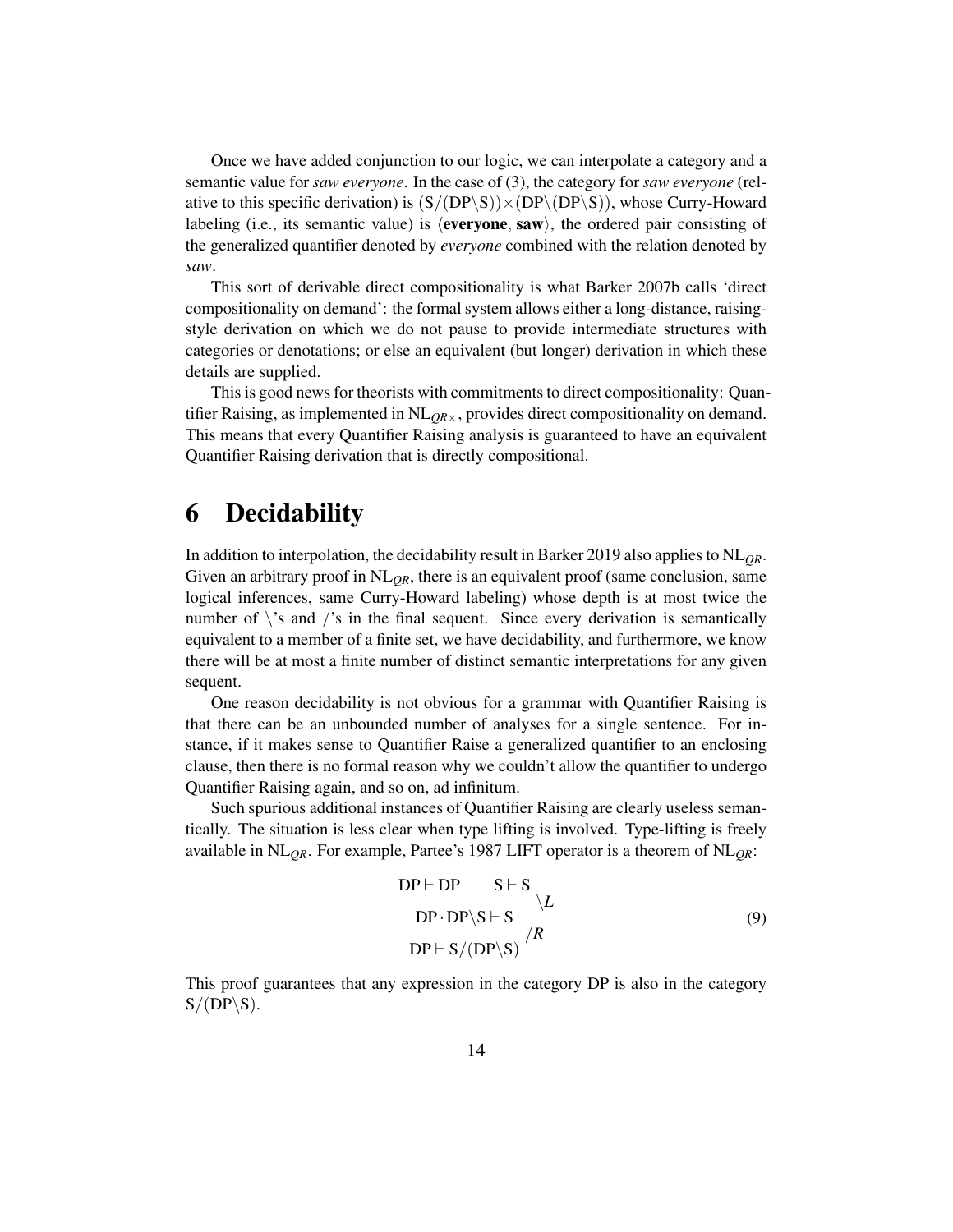Once we have added conjunction to our logic, we can interpolate a category and a semantic value for *saw everyone*. In the case of (3), the category for *saw everyone* (relative to this specific derivation) is $(\mathrm{S}/(\mathrm{DP}\backslash\mathrm{S}))\times(\mathrm{DP}\backslash(\mathrm{DP}\backslash\mathrm{S}))$, whose Curry-Howard labeling (i.e., its semantic value) is $\langle\textbf{everyone}, \textbf{saw}\rangle$, the ordered pair consisting of the generalized quantifier denoted by *everyone* combined with the relation denoted by *saw*.

This sort of derivable direct compositionality is what Barker 2007b calls 'direct compositionality on demand': the formal system allows either a long-distance, raising-style derivation on which we do not pause to provide intermediate structures with categories or denotations; or else an equivalent (but longer) derivation in which these details are supplied.

This is good news for theorists with commitments to direct compositionality: Quantifier Raising, as implemented in $\mathrm{NL}_{QR\times}$, provides direct compositionality on demand. This means that every Quantifier Raising analysis is guaranteed to have an equivalent Quantifier Raising derivation that is directly compositional.

# 6 Decidability

In addition to interpolation, the decidability result in Barker 2019 also applies to $\mathrm{NL}_{QR}$. Given an arbitrary proof in $\mathrm{NL}_{QR}$, there is an equivalent proof (same conclusion, same logical inferences, same Curry-Howard labeling) whose depth is at most twice the number of $\backslash$'s and $/$'s in the final sequent. Since every derivation is semantically equivalent to a member of a finite set, we have decidability, and furthermore, we know there will be at most a finite number of distinct semantic interpretations for any given sequent.

One reason decidability is not obvious for a grammar with Quantifier Raising is that there can be an unbounded number of analyses for a single sentence. For instance, if it makes sense to Quantifier Raise a generalized quantifier to an enclosing clause, then there is no formal reason why we couldn't allow the quantifier to undergo Quantifier Raising again, and so on, ad infinitum.

Such spurious additional instances of Quantifier Raising are clearly useless semantically. The situation is less clear when type lifting is involved. Type-lifting is freely available in $\mathrm{NL}_{QR}$. For example, Partee's 1987 LIFT operator is a theorem of $\mathrm{NL}_{QR}$:

$$\dfrac{\dfrac{\mathrm{DP}\vdash\mathrm{DP}\qquad \mathrm{S}\vdash\mathrm{S}}{\mathrm{DP}\cdot\mathrm{DP}\backslash\mathrm{S}\vdash\mathrm{S}}\,\backslash L}{\mathrm{DP}\vdash\mathrm{S}/(\mathrm{DP}\backslash\mathrm{S})}\,/R \tag{9}$$

This proof guarantees that any expression in the category DP is also in the category $\mathrm{S}/(\mathrm{DP}\backslash\mathrm{S})$.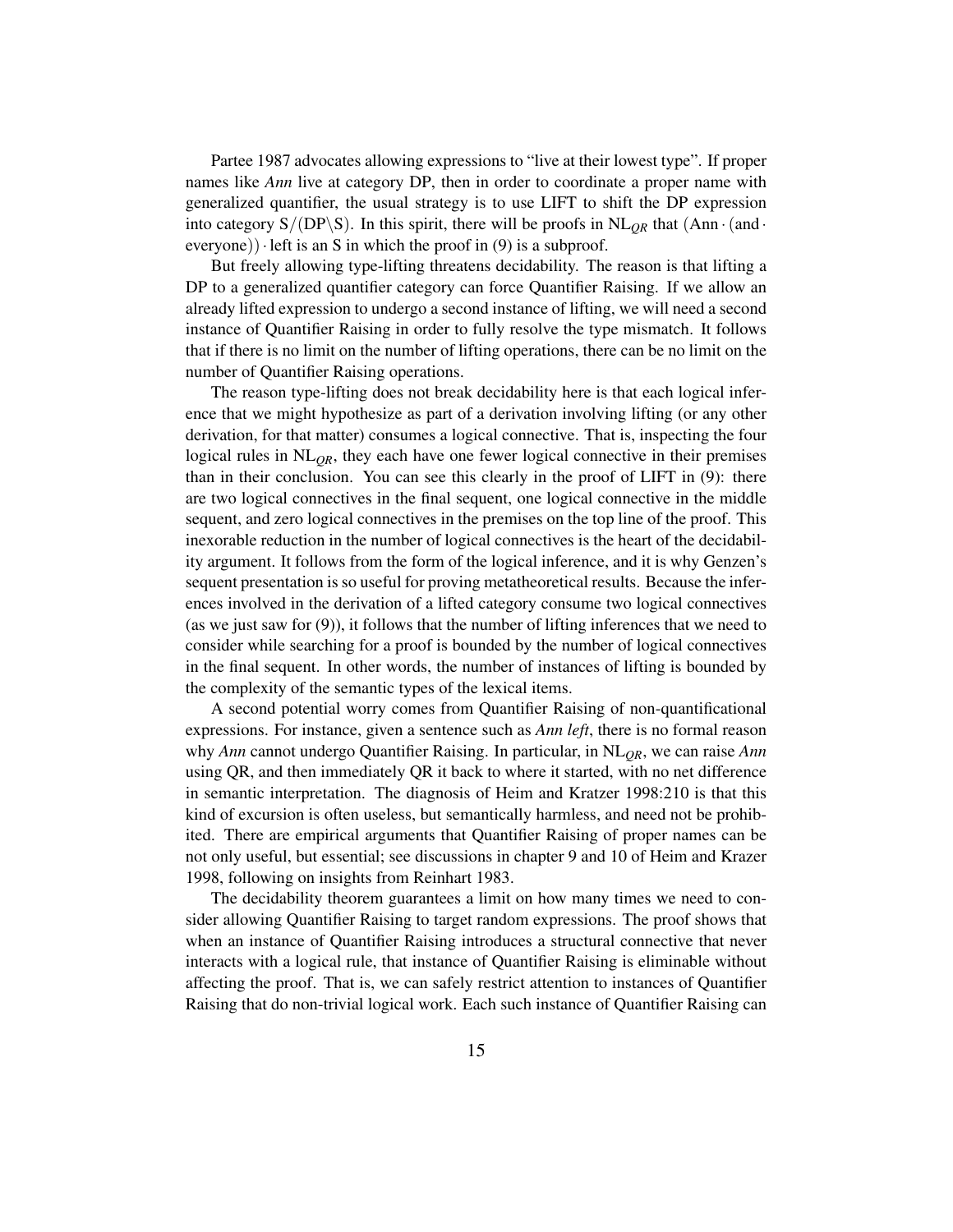Partee 1987 advocates allowing expressions to “live at their lowest type”. If proper names like *Ann* live at category DP, then in order to coordinate a proper name with generalized quantifier, the usual strategy is to use LIFT to shift the DP expression into category $S/(DP\backslash S)$. In this spirit, there will be proofs in $NL_{QR}$ that $(\text{Ann} \cdot (\text{and} \cdot \text{everyone})) \cdot \text{left}$ is an S in which the proof in (9) is a subproof.

But freely allowing type-lifting threatens decidability. The reason is that lifting a DP to a generalized quantifier category can force Quantifier Raising. If we allow an already lifted expression to undergo a second instance of lifting, we will need a second instance of Quantifier Raising in order to fully resolve the type mismatch. It follows that if there is no limit on the number of lifting operations, there can be no limit on the number of Quantifier Raising operations.

The reason type-lifting does not break decidability here is that each logical inference that we might hypothesize as part of a derivation involving lifting (or any other derivation, for that matter) consumes a logical connective. That is, inspecting the four logical rules in $NL_{QR}$, they each have one fewer logical connective in their premises than in their conclusion. You can see this clearly in the proof of LIFT in (9): there are two logical connectives in the final sequent, one logical connective in the middle sequent, and zero logical connectives in the premises on the top line of the proof. This inexorable reduction in the number of logical connectives is the heart of the decidability argument. It follows from the form of the logical inference, and it is why Genzen’s sequent presentation is so useful for proving metatheoretical results. Because the inferences involved in the derivation of a lifted category consume two logical connectives (as we just saw for (9)), it follows that the number of lifting inferences that we need to consider while searching for a proof is bounded by the number of logical connectives in the final sequent. In other words, the number of instances of lifting is bounded by the complexity of the semantic types of the lexical items.

A second potential worry comes from Quantifier Raising of non-quantificational expressions. For instance, given a sentence such as *Ann left*, there is no formal reason why *Ann* cannot undergo Quantifier Raising. In particular, in $NL_{QR}$, we can raise *Ann* using QR, and then immediately QR it back to where it started, with no net difference in semantic interpretation. The diagnosis of Heim and Kratzer 1998:210 is that this kind of excursion is often useless, but semantically harmless, and need not be prohibited. There are empirical arguments that Quantifier Raising of proper names can be not only useful, but essential; see discussions in chapter 9 and 10 of Heim and Krazer 1998, following on insights from Reinhart 1983.

The decidability theorem guarantees a limit on how many times we need to consider allowing Quantifier Raising to target random expressions. The proof shows that when an instance of Quantifier Raising introduces a structural connective that never interacts with a logical rule, that instance of Quantifier Raising is eliminable without affecting the proof. That is, we can safely restrict attention to instances of Quantifier Raising that do non-trivial logical work. Each such instance of Quantifier Raising can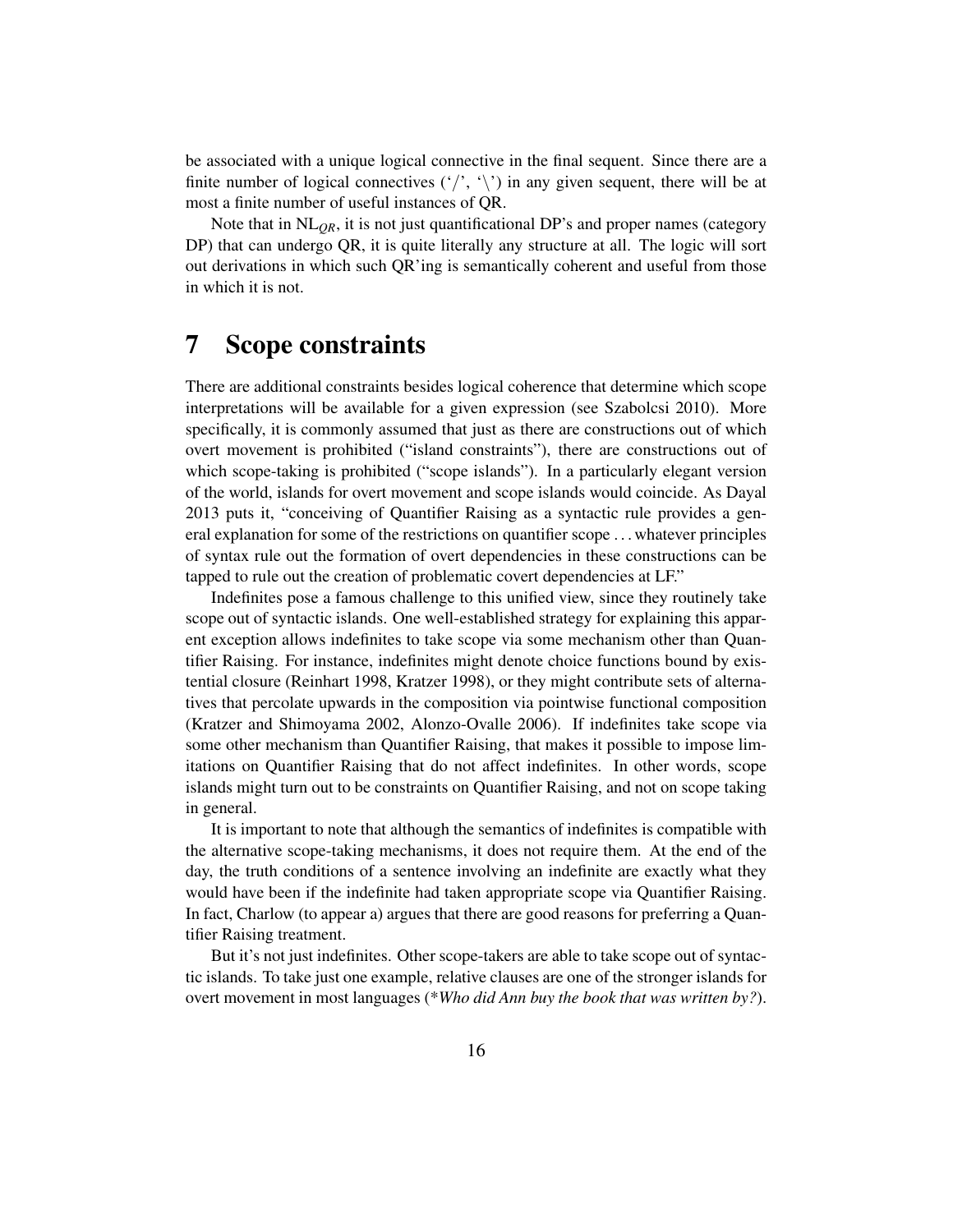be associated with a unique logical connective in the final sequent. Since there are a finite number of logical connectives ('/', '\') in any given sequent, there will be at most a finite number of useful instances of QR.

Note that in $\text{NL}_{QR}$, it is not just quantificational DP's and proper names (category DP) that can undergo QR, it is quite literally any structure at all. The logic will sort out derivations in which such QR'ing is semantically coherent and useful from those in which it is not.

# 7 Scope constraints

There are additional constraints besides logical coherence that determine which scope interpretations will be available for a given expression (see Szabolcsi 2010). More specifically, it is commonly assumed that just as there are constructions out of which overt movement is prohibited ("island constraints"), there are constructions out of which scope-taking is prohibited ("scope islands"). In a particularly elegant version of the world, islands for overt movement and scope islands would coincide. As Dayal 2013 puts it, "conceiving of Quantifier Raising as a syntactic rule provides a general explanation for some of the restrictions on quantifier scope . . . whatever principles of syntax rule out the formation of overt dependencies in these constructions can be tapped to rule out the creation of problematic covert dependencies at LF."

Indefinites pose a famous challenge to this unified view, since they routinely take scope out of syntactic islands. One well-established strategy for explaining this apparent exception allows indefinites to take scope via some mechanism other than Quantifier Raising. For instance, indefinites might denote choice functions bound by existential closure (Reinhart 1998, Kratzer 1998), or they might contribute sets of alternatives that percolate upwards in the composition via pointwise functional composition (Kratzer and Shimoyama 2002, Alonzo-Ovalle 2006). If indefinites take scope via some other mechanism than Quantifier Raising, that makes it possible to impose limitations on Quantifier Raising that do not affect indefinites. In other words, scope islands might turn out to be constraints on Quantifier Raising, and not on scope taking in general.

It is important to note that although the semantics of indefinites is compatible with the alternative scope-taking mechanisms, it does not require them. At the end of the day, the truth conditions of a sentence involving an indefinite are exactly what they would have been if the indefinite had taken appropriate scope via Quantifier Raising. In fact, Charlow (to appear a) argues that there are good reasons for preferring a Quantifier Raising treatment.

But it's not just indefinites. Other scope-takers are able to take scope out of syntactic islands. To take just one example, relative clauses are one of the stronger islands for overt movement in most languages (**Who did Ann buy the book that was written by?*).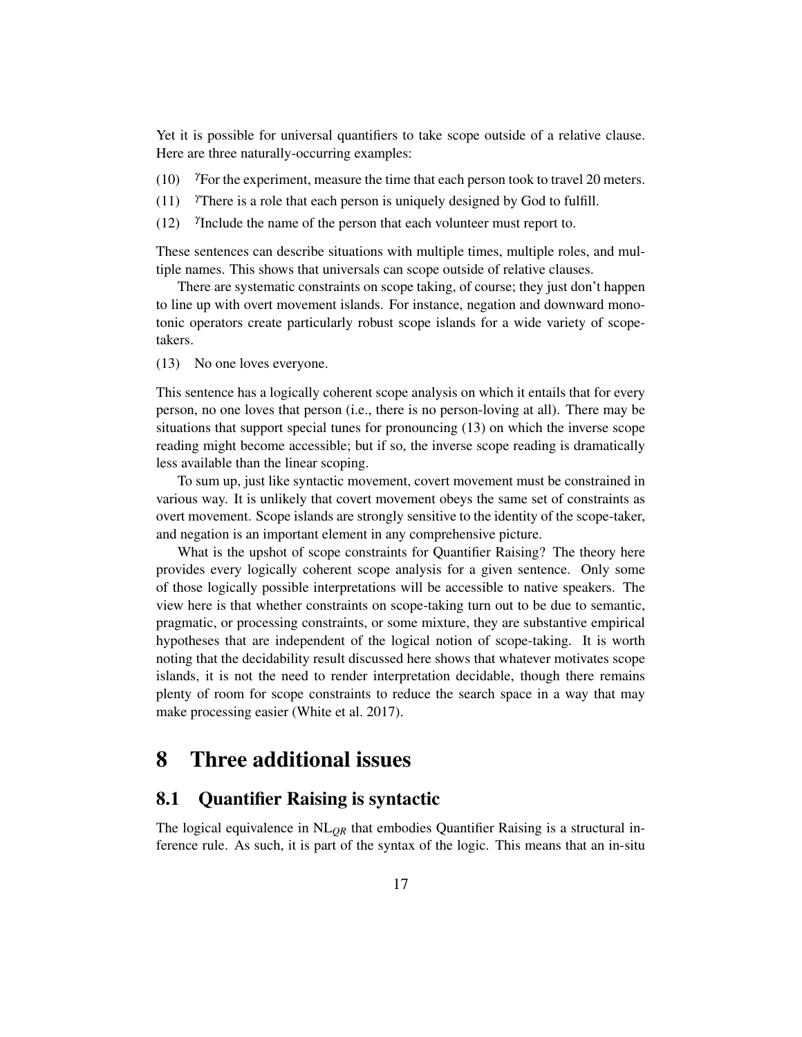Yet it is possible for universal quantifiers to take scope outside of a relative clause. Here are three naturally-occurring examples:

(10) $^{\gamma}$For the experiment, measure the time that each person took to travel 20 meters.

(11) $^{\gamma}$There is a role that each person is uniquely designed by God to fulfill.

(12) $^{\gamma}$Include the name of the person that each volunteer must report to.

These sentences can describe situations with multiple times, multiple roles, and multiple names. This shows that universals can scope outside of relative clauses.

There are systematic constraints on scope taking, of course; they just don't happen to line up with overt movement islands. For instance, negation and downward monotonic operators create particularly robust scope islands for a wide variety of scope-takers.

(13) No one loves everyone.

This sentence has a logically coherent scope analysis on which it entails that for every person, no one loves that person (i.e., there is no person-loving at all). There may be situations that support special tunes for pronouncing (13) on which the inverse scope reading might become accessible; but if so, the inverse scope reading is dramatically less available than the linear scoping.

To sum up, just like syntactic movement, covert movement must be constrained in various way. It is unlikely that covert movement obeys the same set of constraints as overt movement. Scope islands are strongly sensitive to the identity of the scope-taker, and negation is an important element in any comprehensive picture.

What is the upshot of scope constraints for Quantifier Raising? The theory here provides every logically coherent scope analysis for a given sentence. Only some of those logically possible interpretations will be accessible to native speakers. The view here is that whether constraints on scope-taking turn out to be due to semantic, pragmatic, or processing constraints, or some mixture, they are substantive empirical hypotheses that are independent of the logical notion of scope-taking. It is worth noting that the decidability result discussed here shows that whatever motivates scope islands, it is not the need to render interpretation decidable, though there remains plenty of room for scope constraints to reduce the search space in a way that may make processing easier (White et al. 2017).

# 8 Three additional issues

## 8.1 Quantifier Raising is syntactic

The logical equivalence in $\mathrm{NL}_{QR}$ that embodies Quantifier Raising is a structural inference rule. As such, it is part of the syntax of the logic. This means that an in-situ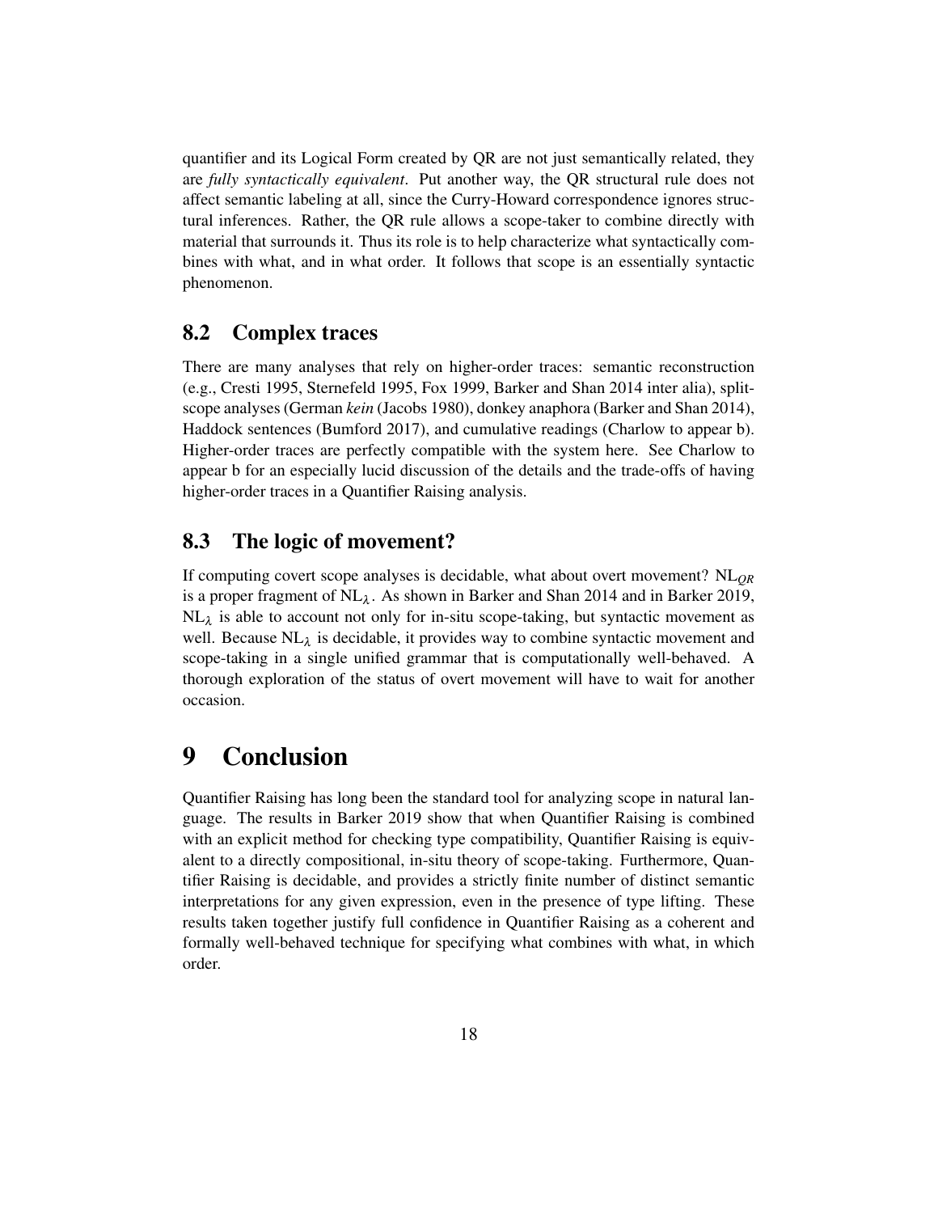quantifier and its Logical Form created by QR are not just semantically related, they are *fully syntactically equivalent*. Put another way, the QR structural rule does not affect semantic labeling at all, since the Curry-Howard correspondence ignores structural inferences. Rather, the QR rule allows a scope-taker to combine directly with material that surrounds it. Thus its role is to help characterize what syntactically combines with what, and in what order. It follows that scope is an essentially syntactic phenomenon.

## 8.2 Complex traces

There are many analyses that rely on higher-order traces: semantic reconstruction (e.g., Cresti 1995, Sternefeld 1995, Fox 1999, Barker and Shan 2014 inter alia), split-scope analyses (German *kein* (Jacobs 1980), donkey anaphora (Barker and Shan 2014), Haddock sentences (Bumford 2017), and cumulative readings (Charlow to appear b). Higher-order traces are perfectly compatible with the system here. See Charlow to appear b for an especially lucid discussion of the details and the trade-offs of having higher-order traces in a Quantifier Raising analysis.

## 8.3 The logic of movement?

If computing covert scope analyses is decidable, what about overt movement? $\text{NL}_{QR}$ is a proper fragment of $\text{NL}_{\lambda}$. As shown in Barker and Shan 2014 and in Barker 2019, $\text{NL}_{\lambda}$ is able to account not only for in-situ scope-taking, but syntactic movement as well. Because $\text{NL}_{\lambda}$ is decidable, it provides way to combine syntactic movement and scope-taking in a single unified grammar that is computationally well-behaved. A thorough exploration of the status of overt movement will have to wait for another occasion.

# 9 Conclusion

Quantifier Raising has long been the standard tool for analyzing scope in natural language. The results in Barker 2019 show that when Quantifier Raising is combined with an explicit method for checking type compatibility, Quantifier Raising is equivalent to a directly compositional, in-situ theory of scope-taking. Furthermore, Quantifier Raising is decidable, and provides a strictly finite number of distinct semantic interpretations for any given expression, even in the presence of type lifting. These results taken together justify full confidence in Quantifier Raising as a coherent and formally well-behaved technique for specifying what combines with what, in which order.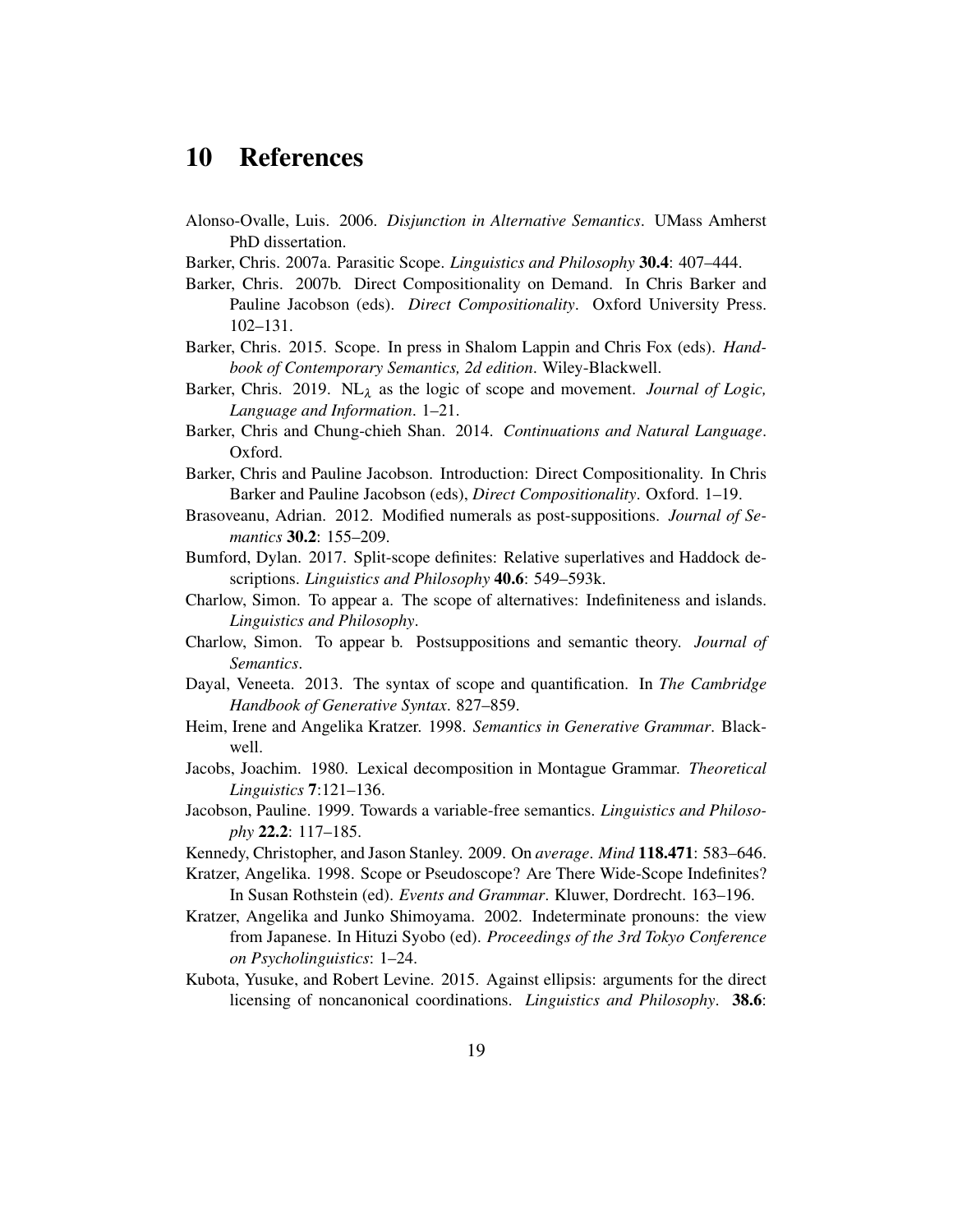# 10 References

Alonso-Ovalle, Luis. 2006. *Disjunction in Alternative Semantics*. UMass Amherst PhD dissertation.

Barker, Chris. 2007a. Parasitic Scope. *Linguistics and Philosophy* **30.4**: 407–444.

Barker, Chris. 2007b. Direct Compositionality on Demand. In Chris Barker and Pauline Jacobson (eds). *Direct Compositionality*. Oxford University Press. 102–131.

Barker, Chris. 2015. Scope. In press in Shalom Lappin and Chris Fox (eds). *Handbook of Contemporary Semantics, 2d edition*. Wiley-Blackwell.

Barker, Chris. 2019. $\mathrm{NL}_\lambda$ as the logic of scope and movement. *Journal of Logic, Language and Information*. 1–21.

Barker, Chris and Chung-chieh Shan. 2014. *Continuations and Natural Language*. Oxford.

Barker, Chris and Pauline Jacobson. Introduction: Direct Compositionality. In Chris Barker and Pauline Jacobson (eds), *Direct Compositionality*. Oxford. 1–19.

Brasoveanu, Adrian. 2012. Modified numerals as post-suppositions. *Journal of Semantics* **30.2**: 155–209.

Bumford, Dylan. 2017. Split-scope definites: Relative superlatives and Haddock descriptions. *Linguistics and Philosophy* **40.6**: 549–593k.

Charlow, Simon. To appear a. The scope of alternatives: Indefiniteness and islands. *Linguistics and Philosophy*.

Charlow, Simon. To appear b. Postsuppositions and semantic theory. *Journal of Semantics*.

Dayal, Veneeta. 2013. The syntax of scope and quantification. In *The Cambridge Handbook of Generative Syntax*. 827–859.

Heim, Irene and Angelika Kratzer. 1998. *Semantics in Generative Grammar*. Blackwell.

Jacobs, Joachim. 1980. Lexical decomposition in Montague Grammar. *Theoretical Linguistics* **7**:121–136.

Jacobson, Pauline. 1999. Towards a variable-free semantics. *Linguistics and Philosophy* **22.2**: 117–185.

Kennedy, Christopher, and Jason Stanley. 2009. On *average*. *Mind* **118.471**: 583–646.

Kratzer, Angelika. 1998. Scope or Pseudoscope? Are There Wide-Scope Indefinites? In Susan Rothstein (ed). *Events and Grammar*. Kluwer, Dordrecht. 163–196.

Kratzer, Angelika and Junko Shimoyama. 2002. Indeterminate pronouns: the view from Japanese. In Hituzi Syobo (ed). *Proceedings of the 3rd Tokyo Conference on Psycholinguistics*: 1–24.

Kubota, Yusuke, and Robert Levine. 2015. Against ellipsis: arguments for the direct licensing of noncanonical coordinations. *Linguistics and Philosophy*. **38.6**: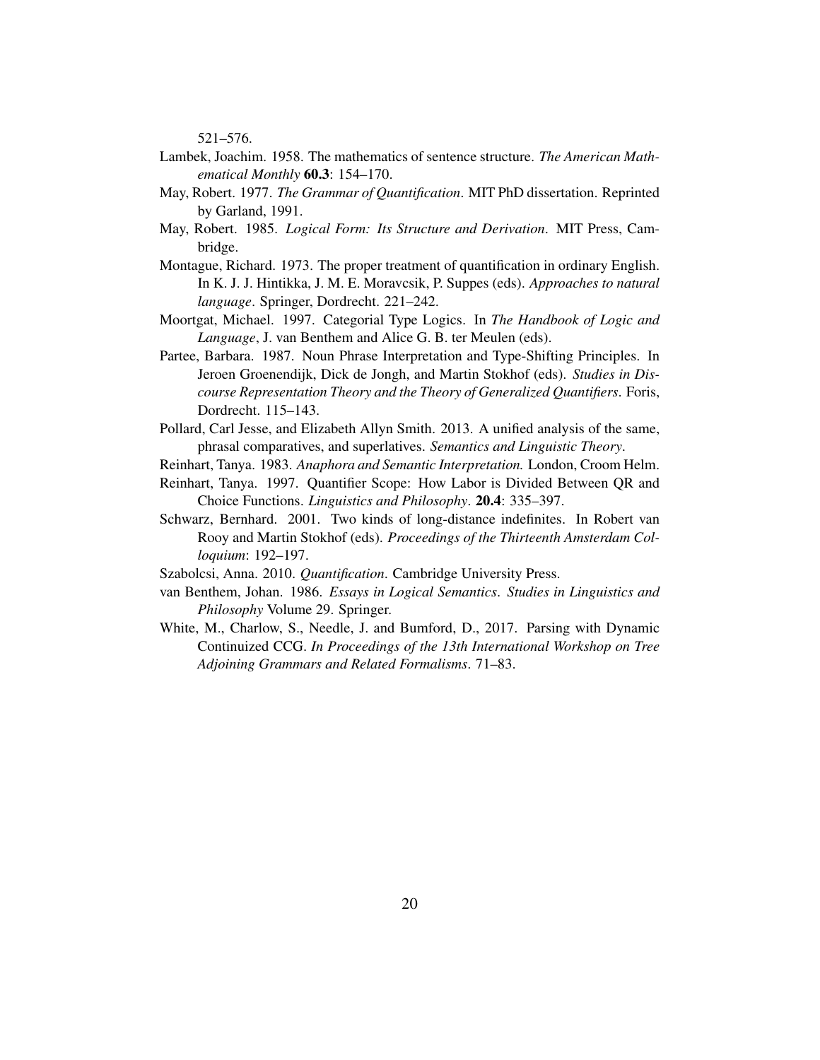521–576.

Lambek, Joachim. 1958. The mathematics of sentence structure. *The American Mathematical Monthly* **60.3**: 154–170.

May, Robert. 1977. *The Grammar of Quantification*. MIT PhD dissertation. Reprinted by Garland, 1991.

May, Robert. 1985. *Logical Form: Its Structure and Derivation*. MIT Press, Cambridge.

Montague, Richard. 1973. The proper treatment of quantification in ordinary English. In K. J. J. Hintikka, J. M. E. Moravcsik, P. Suppes (eds). *Approaches to natural language*. Springer, Dordrecht. 221–242.

Moortgat, Michael. 1997. Categorial Type Logics. In *The Handbook of Logic and Language*, J. van Benthem and Alice G. B. ter Meulen (eds).

Partee, Barbara. 1987. Noun Phrase Interpretation and Type-Shifting Principles. In Jeroen Groenendijk, Dick de Jongh, and Martin Stokhof (eds). *Studies in Discourse Representation Theory and the Theory of Generalized Quantifiers*. Foris, Dordrecht. 115–143.

Pollard, Carl Jesse, and Elizabeth Allyn Smith. 2013. A unified analysis of the same, phrasal comparatives, and superlatives. *Semantics and Linguistic Theory*.

Reinhart, Tanya. 1983. *Anaphora and Semantic Interpretation.* London, Croom Helm.

Reinhart, Tanya. 1997. Quantifier Scope: How Labor is Divided Between QR and Choice Functions. *Linguistics and Philosophy*. **20.4**: 335–397.

Schwarz, Bernhard. 2001. Two kinds of long-distance indefinites. In Robert van Rooy and Martin Stokhof (eds). *Proceedings of the Thirteenth Amsterdam Colloquium*: 192–197.

Szabolcsi, Anna. 2010. *Quantification*. Cambridge University Press.

van Benthem, Johan. 1986. *Essays in Logical Semantics*. *Studies in Linguistics and Philosophy* Volume 29. Springer.

White, M., Charlow, S., Needle, J. and Bumford, D., 2017. Parsing with Dynamic Continuized CCG. *In Proceedings of the 13th International Workshop on Tree Adjoining Grammars and Related Formalisms*. 71–83.